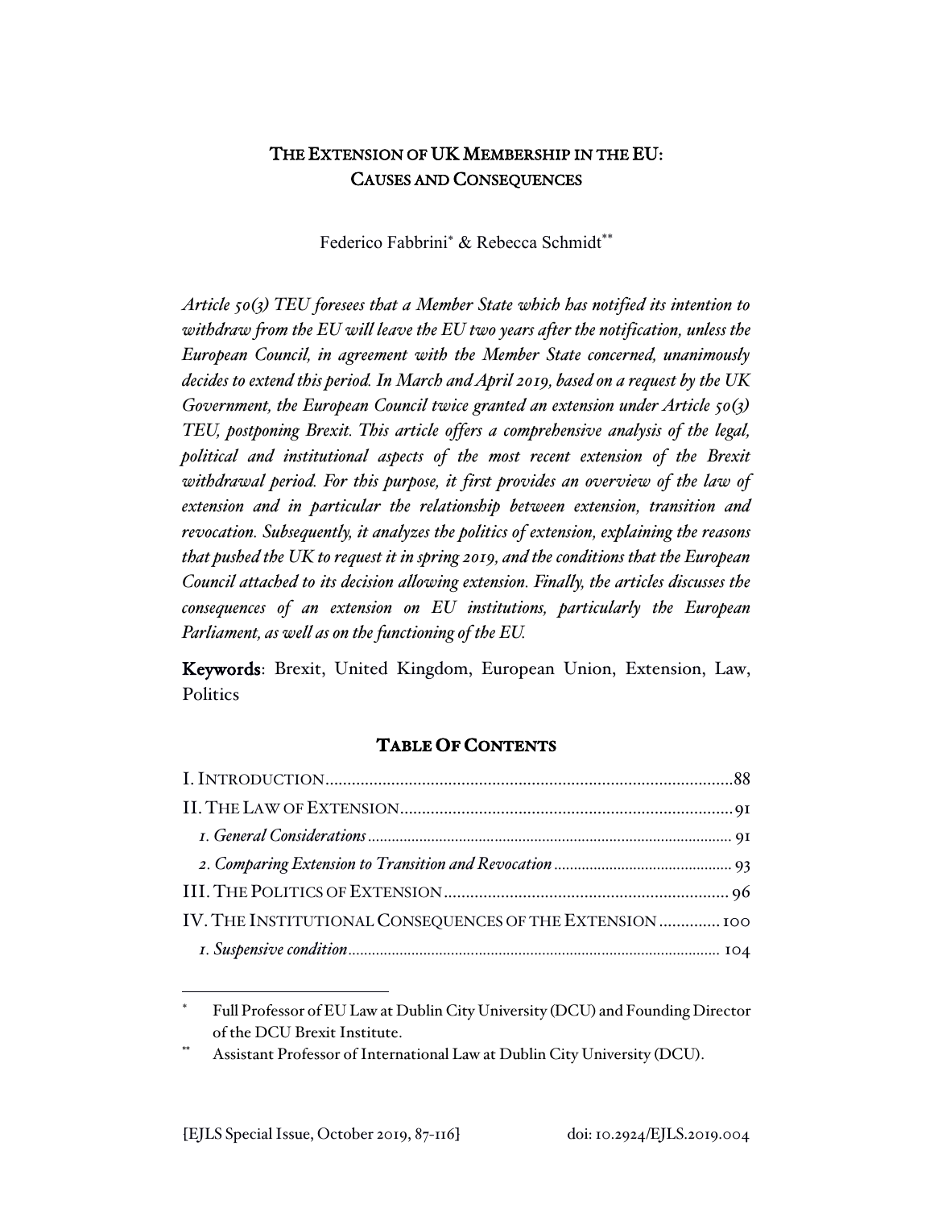# THE EXTENSION OF UK MEMBERSHIP IN THE EU: CAUSES AND CONSEQUENCES

Federico Fabbrini[*] & Rebecca Schmidt[**]

*Article 50(3) TEU foresees that a Member State which has notified its intention to withdraw from the EU will leave the EU two years after the notification, unless the European Council, in agreement with the Member State concerned, unanimously decides to extend this period. In March and April 2019, based on a request by the UK Government, the European Council twice granted an extension under Article 50(3) TEU, postponing Brexit. This article offers a comprehensive analysis of the legal, political and institutional aspects of the most recent extension of the Brexit withdrawal period. For this purpose, it first provides an overview of the law of extension and in particular the relationship between extension, transition and revocation. Subsequently, it analyzes the politics of extension, explaining the reasons that pushed the UK to request it in spring 2019, and the conditions that the European Council attached to its decision allowing extension. Finally, the articles discusses the consequences of an extension on EU institutions, particularly the European Parliament, as well as on the functioning of the EU.*

**Keywords**: Brexit, United Kingdom, European Union, Extension, Law, Politics

## TABLE OF CONTENTS

I. INTRODUCTION .......... 88

II. THE LAW OF EXTENSION .......... 91

*1. General Considerations* .......... 91

*2. Comparing Extension to Transition and Revocation* .......... 93

III. THE POLITICS OF EXTENSION .......... 96

IV. THE INSTITUTIONAL CONSEQUENCES OF THE EXTENSION .......... 100

*1. Suspensive condition* .......... 104

---

[*] Full Professor of EU Law at Dublin City University (DCU) and Founding Director of the DCU Brexit Institute.

[**] Assistant Professor of International Law at Dublin City University (DCU).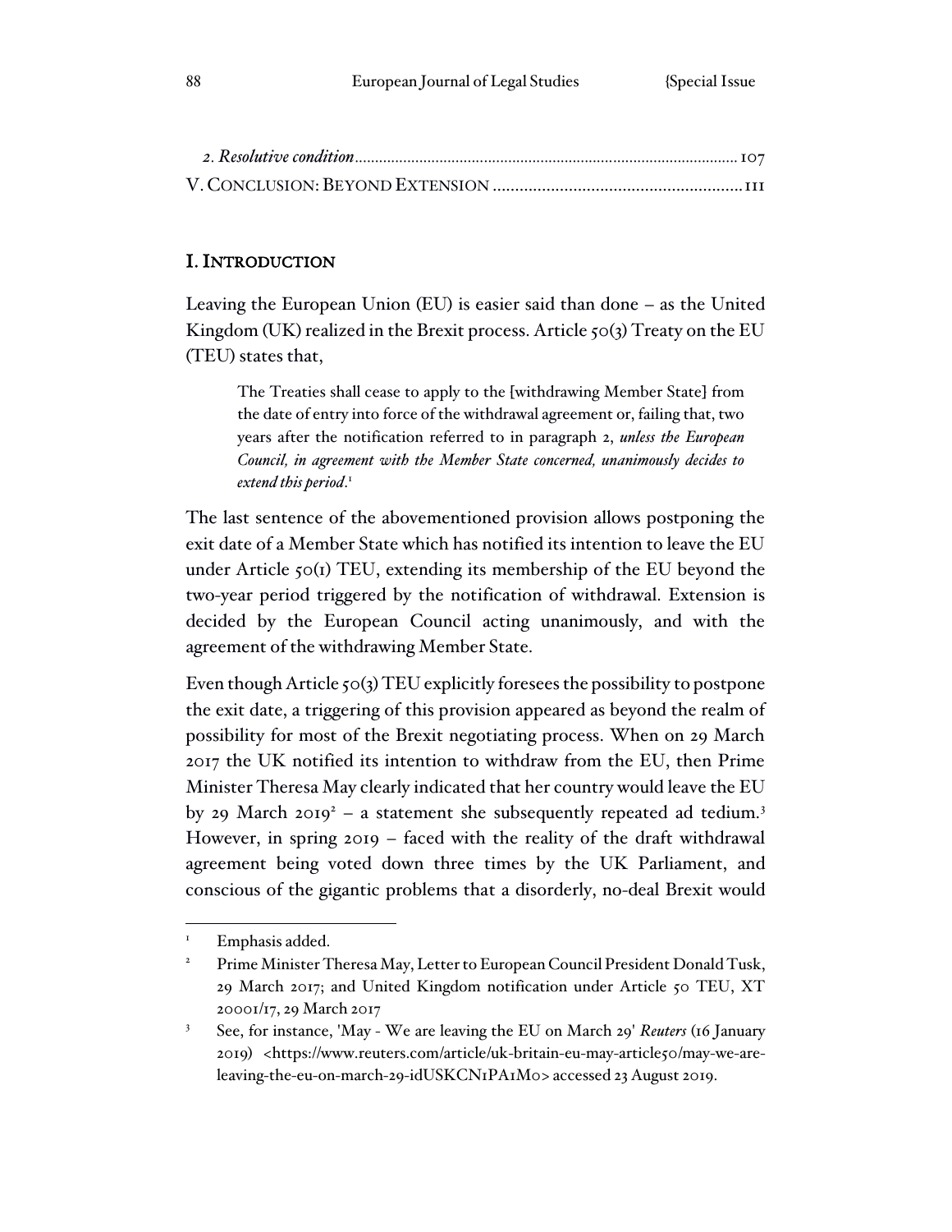*2. Resolutive condition*.............................................................................................. 107

V. CONCLUSION: BEYOND EXTENSION ....................................................... 111

## I. INTRODUCTION

Leaving the European Union (EU) is easier said than done – as the United Kingdom (UK) realized in the Brexit process. Article 50(3) Treaty on the EU (TEU) states that,

> The Treaties shall cease to apply to the [withdrawing Member State] from the date of entry into force of the withdrawal agreement or, failing that, two years after the notification referred to in paragraph 2, ***unless the European Council, in agreement with the Member State concerned, unanimously decides to extend this period***.[1]

The last sentence of the abovementioned provision allows postponing the exit date of a Member State which has notified its intention to leave the EU under Article 50(1) TEU, extending its membership of the EU beyond the two-year period triggered by the notification of withdrawal. Extension is decided by the European Council acting unanimously, and with the agreement of the withdrawing Member State.

Even though Article 50(3) TEU explicitly foresees the possibility to postpone the exit date, a triggering of this provision appeared as beyond the realm of possibility for most of the Brexit negotiating process. When on 29 March 2017 the UK notified its intention to withdraw from the EU, then Prime Minister Theresa May clearly indicated that her country would leave the EU by 29 March 2019[2] – a statement she subsequently repeated ad tedium.[3] However, in spring 2019 – faced with the reality of the draft withdrawal agreement being voted down three times by the UK Parliament, and conscious of the gigantic problems that a disorderly, no-deal Brexit would

---

[1] Emphasis added.

[2] Prime Minister Theresa May, Letter to European Council President Donald Tusk, 29 March 2017; and United Kingdom notification under Article 50 TEU, XT 20001/17, 29 March 2017

[3] See, for instance, 'May - We are leaving the EU on March 29' *Reuters* (16 January 2019) <https://www.reuters.com/article/uk-britain-eu-may-article50/may-we-are-leaving-the-eu-on-march-29-idUSKCN1PA1M0> accessed 23 August 2019.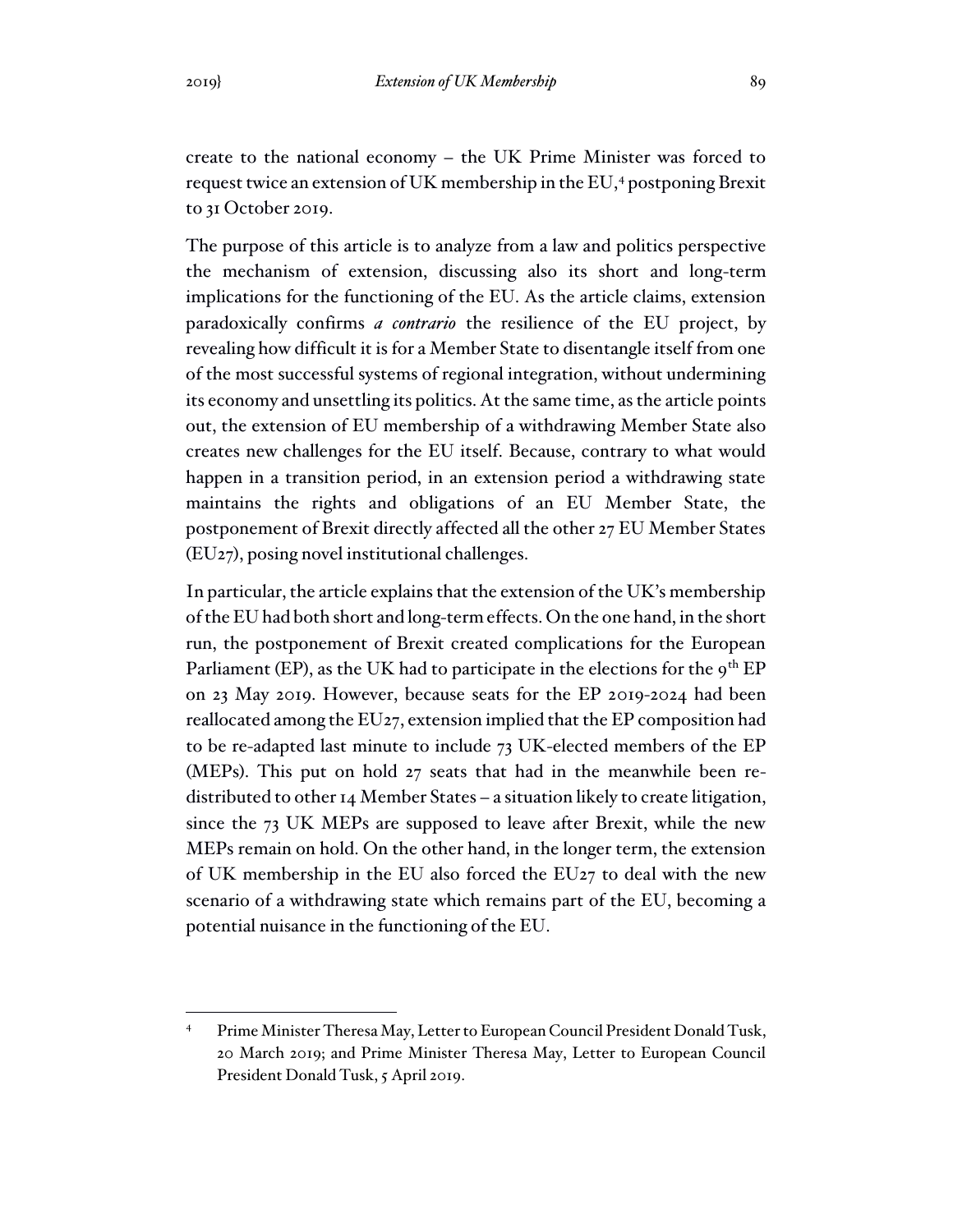create to the national economy – the UK Prime Minister was forced to request twice an extension of UK membership in the EU,[4] postponing Brexit to 31 October 2019.

The purpose of this article is to analyze from a law and politics perspective the mechanism of extension, discussing also its short and long-term implications for the functioning of the EU. As the article claims, extension paradoxically confirms *a contrario* the resilience of the EU project, by revealing how difficult it is for a Member State to disentangle itself from one of the most successful systems of regional integration, without undermining its economy and unsettling its politics. At the same time, as the article points out, the extension of EU membership of a withdrawing Member State also creates new challenges for the EU itself. Because, contrary to what would happen in a transition period, in an extension period a withdrawing state maintains the rights and obligations of an EU Member State, the postponement of Brexit directly affected all the other 27 EU Member States (EU27), posing novel institutional challenges.

In particular, the article explains that the extension of the UK's membership of the EU had both short and long-term effects. On the one hand, in the short run, the postponement of Brexit created complications for the European Parliament (EP), as the UK had to participate in the elections for the 9th EP on 23 May 2019. However, because seats for the EP 2019-2024 had been reallocated among the EU27, extension implied that the EP composition had to be re-adapted last minute to include 73 UK-elected members of the EP (MEPs). This put on hold 27 seats that had in the meanwhile been re-distributed to other 14 Member States – a situation likely to create litigation, since the 73 UK MEPs are supposed to leave after Brexit, while the new MEPs remain on hold. On the other hand, in the longer term, the extension of UK membership in the EU also forced the EU27 to deal with the new scenario of a withdrawing state which remains part of the EU, becoming a potential nuisance in the functioning of the EU.

[4] Prime Minister Theresa May, Letter to European Council President Donald Tusk, 20 March 2019; and Prime Minister Theresa May, Letter to European Council President Donald Tusk, 5 April 2019.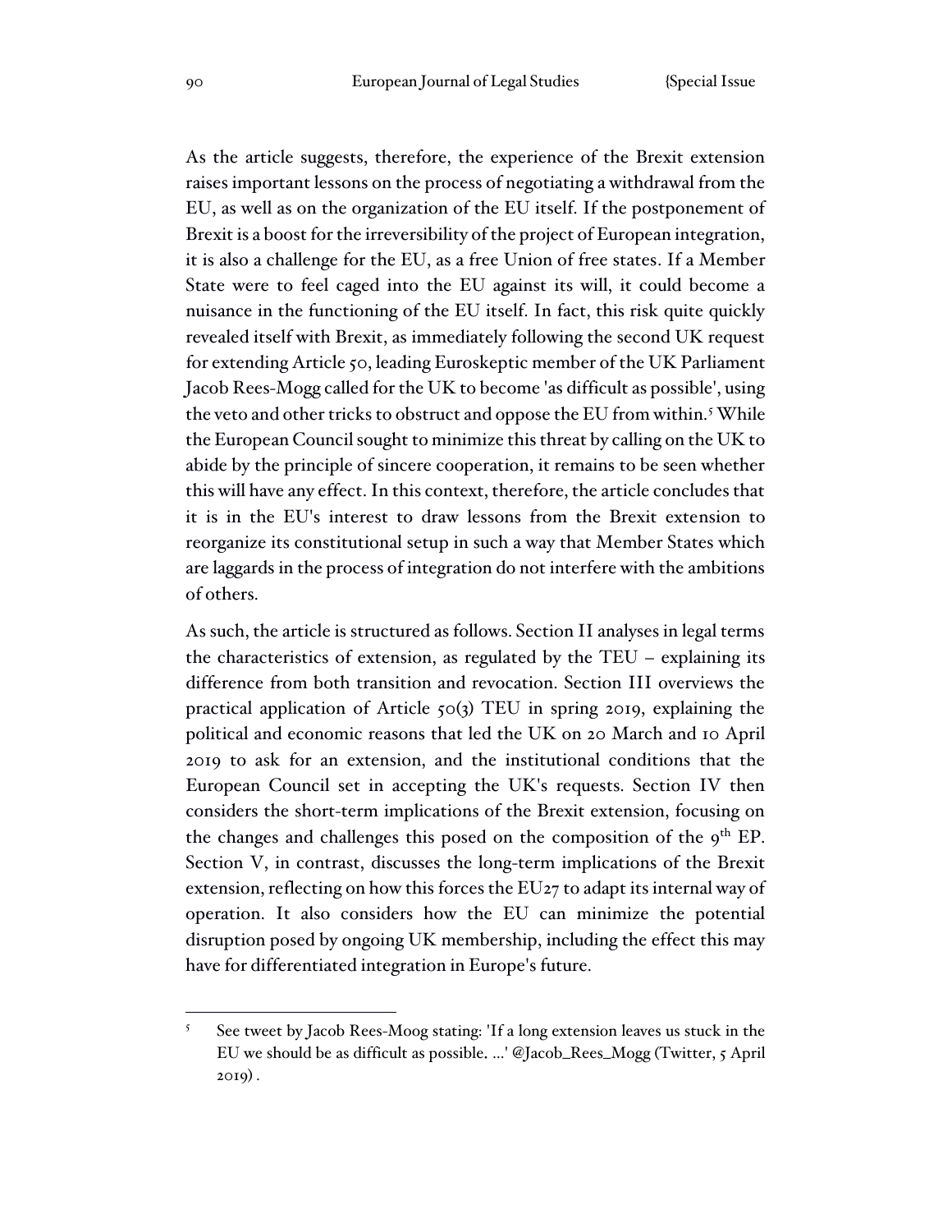As the article suggests, therefore, the experience of the Brexit extension raises important lessons on the process of negotiating a withdrawal from the EU, as well as on the organization of the EU itself. If the postponement of Brexit is a boost for the irreversibility of the project of European integration, it is also a challenge for the EU, as a free Union of free states. If a Member State were to feel caged into the EU against its will, it could become a nuisance in the functioning of the EU itself. In fact, this risk quite quickly revealed itself with Brexit, as immediately following the second UK request for extending Article 50, leading Euroskeptic member of the UK Parliament Jacob Rees-Mogg called for the UK to become 'as difficult as possible', using the veto and other tricks to obstruct and oppose the EU from within.[5] While the European Council sought to minimize this threat by calling on the UK to abide by the principle of sincere cooperation, it remains to be seen whether this will have any effect. In this context, therefore, the article concludes that it is in the EU's interest to draw lessons from the Brexit extension to reorganize its constitutional setup in such a way that Member States which are laggards in the process of integration do not interfere with the ambitions of others.

As such, the article is structured as follows. Section II analyses in legal terms the characteristics of extension, as regulated by the TEU – explaining its difference from both transition and revocation. Section III overviews the practical application of Article 50(3) TEU in spring 2019, explaining the political and economic reasons that led the UK on 20 March and 10 April 2019 to ask for an extension, and the institutional conditions that the European Council set in accepting the UK's requests. Section IV then considers the short-term implications of the Brexit extension, focusing on the changes and challenges this posed on the composition of the 9th EP. Section V, in contrast, discusses the long-term implications of the Brexit extension, reflecting on how this forces the EU27 to adapt its internal way of operation. It also considers how the EU can minimize the potential disruption posed by ongoing UK membership, including the effect this may have for differentiated integration in Europe's future.

---

[5] See tweet by Jacob Rees-Mogg stating: 'If a long extension leaves us stuck in the EU we should be as difficult as possible. ...' @Jacob_Rees_Mogg (Twitter, 5 April 2019) .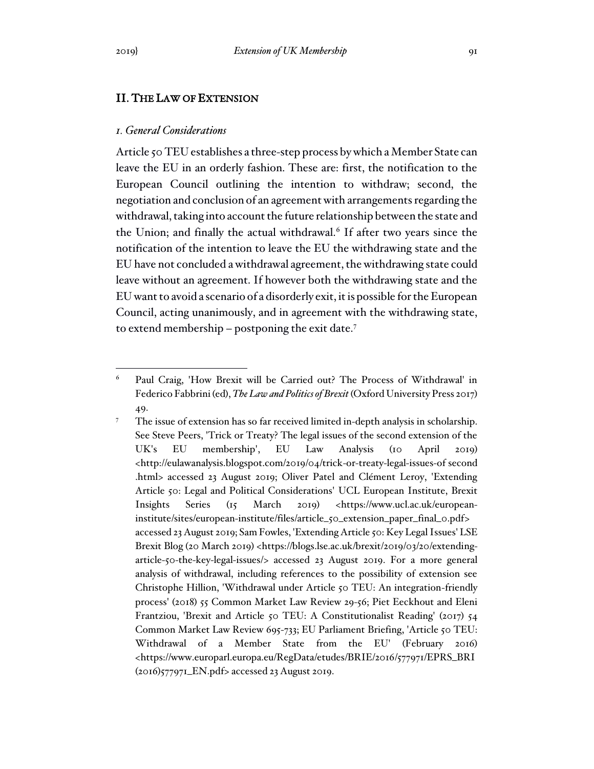## II. The Law of Extension

### *1. General Considerations*

Article 50 TEU establishes a three-step process by which a Member State can leave the EU in an orderly fashion. These are: first, the notification to the European Council outlining the intention to withdraw; second, the negotiation and conclusion of an agreement with arrangements regarding the withdrawal, taking into account the future relationship between the state and the Union; and finally the actual withdrawal.[6] If after two years since the notification of the intention to leave the EU the withdrawing state and the EU have not concluded a withdrawal agreement, the withdrawing state could leave without an agreement. If however both the withdrawing state and the EU want to avoid a scenario of a disorderly exit, it is possible for the European Council, acting unanimously, and in agreement with the withdrawing state, to extend membership – postponing the exit date.[7]

---

[6] Paul Craig, 'How Brexit will be Carried out? The Process of Withdrawal' in Federico Fabbrini (ed), *The Law and Politics of Brexit* (Oxford University Press 2017) 49.

[7] The issue of extension has so far received limited in-depth analysis in scholarship. See Steve Peers, 'Trick or Treaty? The legal issues of the second extension of the UK's EU membership', EU Law Analysis (10 April 2019) <http://eulawanalysis.blogspot.com/2019/04/trick-or-treaty-legal-issues-of second .html> accessed 23 August 2019; Oliver Patel and Clément Leroy, 'Extending Article 50: Legal and Political Considerations' UCL European Institute, Brexit Insights Series (15 March 2019) <https://www.ucl.ac.uk/european-institute/sites/european-institute/files/article_50_extension_paper_final_0.pdf> accessed 23 August 2019; Sam Fowles, 'Extending Article 50: Key Legal Issues' LSE Brexit Blog (20 March 2019) <https://blogs.lse.ac.uk/brexit/2019/03/20/extending-article-50-the-key-legal-issues/> accessed 23 August 2019. For a more general analysis of withdrawal, including references to the possibility of extension see Christophe Hillion, 'Withdrawal under Article 50 TEU: An integration-friendly process' (2018) 55 Common Market Law Review 29-56; Piet Eeckhout and Eleni Frantziou, 'Brexit and Article 50 TEU: A Constitutionalist Reading' (2017) 54 Common Market Law Review 695-733; EU Parliament Briefing, 'Article 50 TEU: Withdrawal of a Member State from the EU' (February 2016) <https://www.europarl.europa.eu/RegData/etudes/BRIE/2016/577971/EPRS_BRI (2016)577971_EN.pdf> accessed 23 August 2019.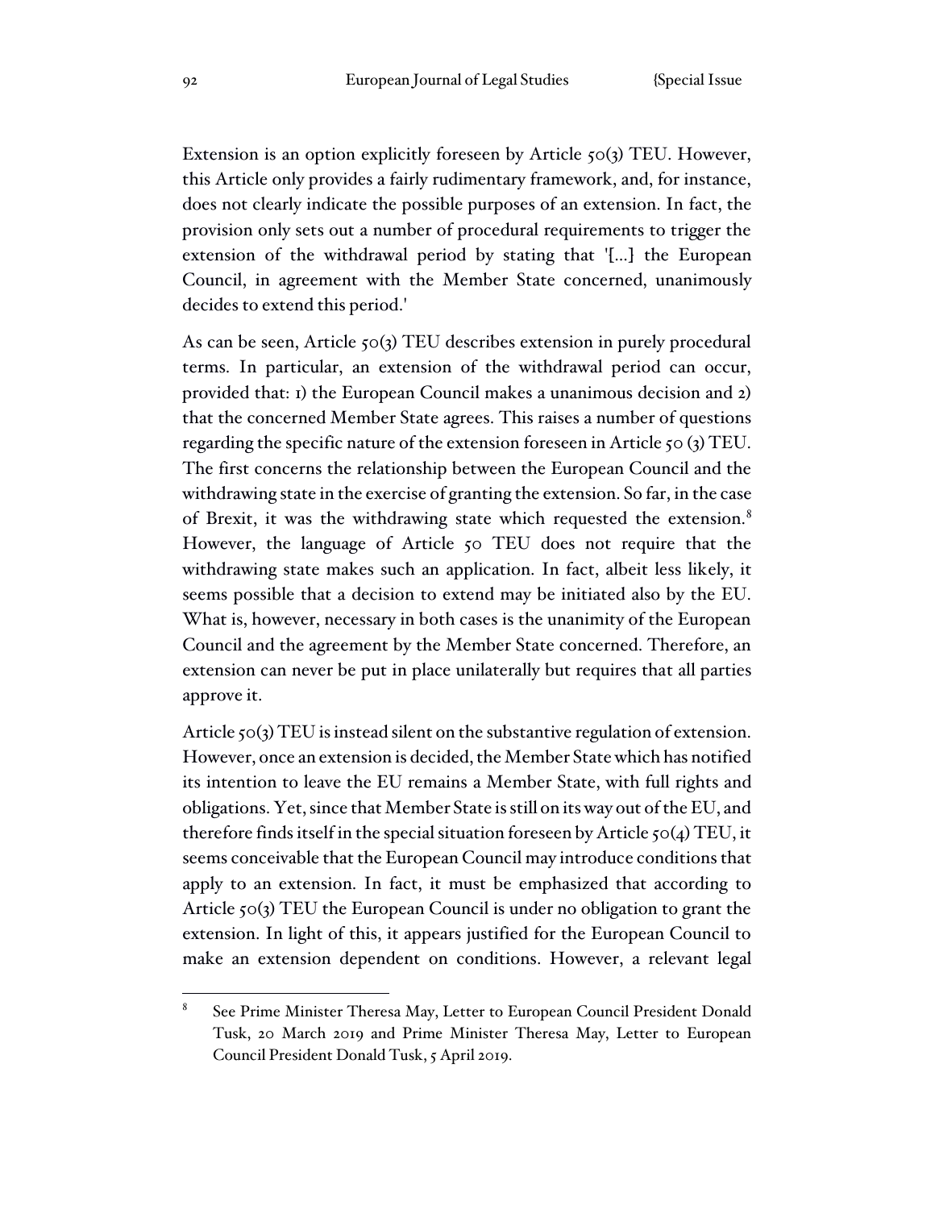Extension is an option explicitly foreseen by Article 50(3) TEU. However, this Article only provides a fairly rudimentary framework, and, for instance, does not clearly indicate the possible purposes of an extension. In fact, the provision only sets out a number of procedural requirements to trigger the extension of the withdrawal period by stating that '[...] the European Council, in agreement with the Member State concerned, unanimously decides to extend this period.'

As can be seen, Article 50(3) TEU describes extension in purely procedural terms. In particular, an extension of the withdrawal period can occur, provided that: 1) the European Council makes a unanimous decision and 2) that the concerned Member State agrees. This raises a number of questions regarding the specific nature of the extension foreseen in Article 50 (3) TEU. The first concerns the relationship between the European Council and the withdrawing state in the exercise of granting the extension. So far, in the case of Brexit, it was the withdrawing state which requested the extension.[8] However, the language of Article 50 TEU does not require that the withdrawing state makes such an application. In fact, albeit less likely, it seems possible that a decision to extend may be initiated also by the EU. What is, however, necessary in both cases is the unanimity of the European Council and the agreement by the Member State concerned. Therefore, an extension can never be put in place unilaterally but requires that all parties approve it.

Article 50(3) TEU is instead silent on the substantive regulation of extension. However, once an extension is decided, the Member State which has notified its intention to leave the EU remains a Member State, with full rights and obligations. Yet, since that Member State is still on its way out of the EU, and therefore finds itself in the special situation foreseen by Article 50(4) TEU, it seems conceivable that the European Council may introduce conditions that apply to an extension. In fact, it must be emphasized that according to Article 50(3) TEU the European Council is under no obligation to grant the extension. In light of this, it appears justified for the European Council to make an extension dependent on conditions. However, a relevant legal

---

[8] See Prime Minister Theresa May, Letter to European Council President Donald Tusk, 20 March 2019 and Prime Minister Theresa May, Letter to European Council President Donald Tusk, 5 April 2019.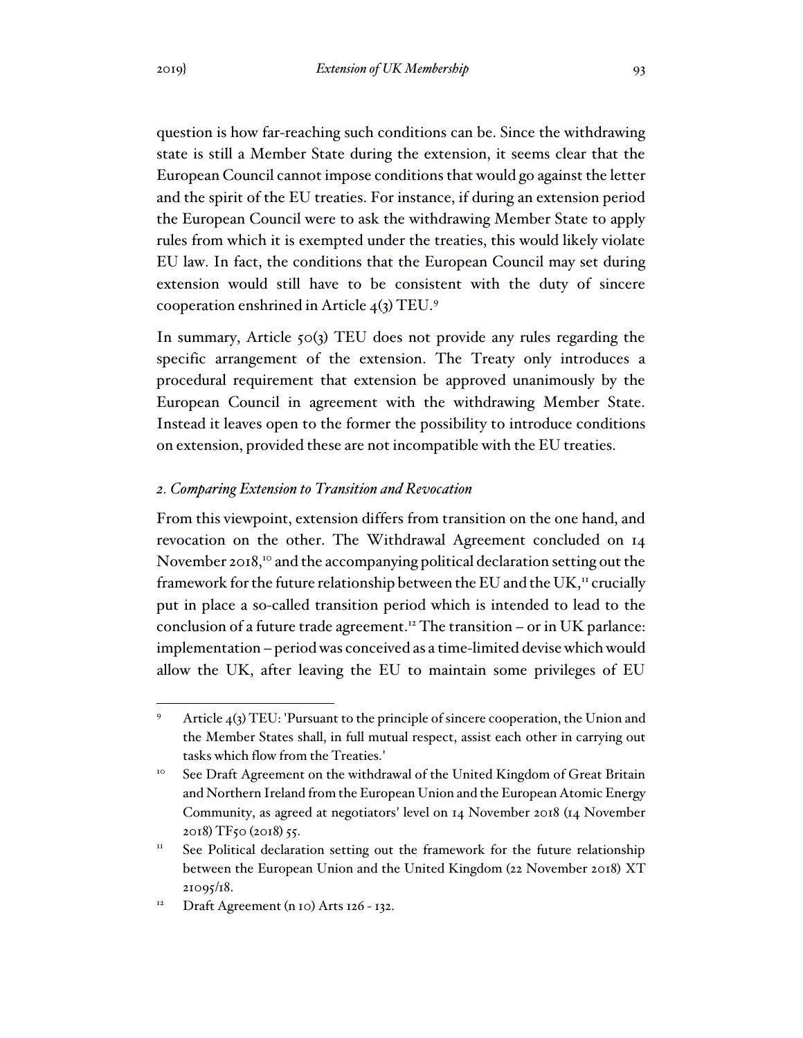question is how far-reaching such conditions can be. Since the withdrawing state is still a Member State during the extension, it seems clear that the European Council cannot impose conditions that would go against the letter and the spirit of the EU treaties. For instance, if during an extension period the European Council were to ask the withdrawing Member State to apply rules from which it is exempted under the treaties, this would likely violate EU law. In fact, the conditions that the European Council may set during extension would still have to be consistent with the duty of sincere cooperation enshrined in Article 4(3) TEU.[9]

In summary, Article 50(3) TEU does not provide any rules regarding the specific arrangement of the extension. The Treaty only introduces a procedural requirement that extension be approved unanimously by the European Council in agreement with the withdrawing Member State. Instead it leaves open to the former the possibility to introduce conditions on extension, provided these are not incompatible with the EU treaties.

### *2. Comparing Extension to Transition and Revocation*

From this viewpoint, extension differs from transition on the one hand, and revocation on the other. The Withdrawal Agreement concluded on 14 November 2018,[10] and the accompanying political declaration setting out the framework for the future relationship between the EU and the UK,[11] crucially put in place a so-called transition period which is intended to lead to the conclusion of a future trade agreement.[12] The transition – or in UK parlance: implementation – period was conceived as a time-limited devise which would allow the UK, after leaving the EU to maintain some privileges of EU

---

[9] Article 4(3) TEU: 'Pursuant to the principle of sincere cooperation, the Union and the Member States shall, in full mutual respect, assist each other in carrying out tasks which flow from the Treaties.'

[10] See Draft Agreement on the withdrawal of the United Kingdom of Great Britain and Northern Ireland from the European Union and the European Atomic Energy Community, as agreed at negotiators' level on 14 November 2018 (14 November 2018) TF50 (2018) 55.

[11] See Political declaration setting out the framework for the future relationship between the European Union and the United Kingdom (22 November 2018) XT 21095/18.

[12] Draft Agreement (n 10) Arts 126 - 132.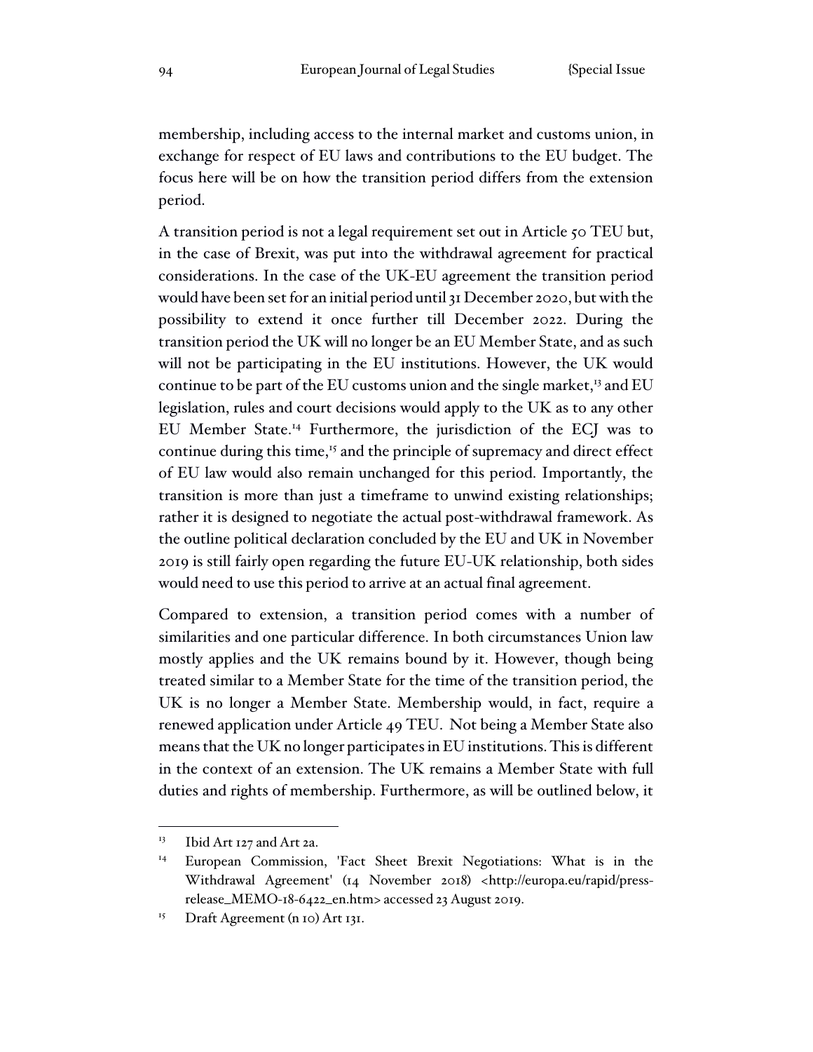membership, including access to the internal market and customs union, in exchange for respect of EU laws and contributions to the EU budget. The focus here will be on how the transition period differs from the extension period.

A transition period is not a legal requirement set out in Article 50 TEU but, in the case of Brexit, was put into the withdrawal agreement for practical considerations. In the case of the UK-EU agreement the transition period would have been set for an initial period until 31 December 2020, but with the possibility to extend it once further till December 2022. During the transition period the UK will no longer be an EU Member State, and as such will not be participating in the EU institutions. However, the UK would continue to be part of the EU customs union and the single market,[13] and EU legislation, rules and court decisions would apply to the UK as to any other EU Member State.[14] Furthermore, the jurisdiction of the ECJ was to continue during this time,[15] and the principle of supremacy and direct effect of EU law would also remain unchanged for this period. Importantly, the transition is more than just a timeframe to unwind existing relationships; rather it is designed to negotiate the actual post-withdrawal framework. As the outline political declaration concluded by the EU and UK in November 2019 is still fairly open regarding the future EU-UK relationship, both sides would need to use this period to arrive at an actual final agreement.

Compared to extension, a transition period comes with a number of similarities and one particular difference. In both circumstances Union law mostly applies and the UK remains bound by it. However, though being treated similar to a Member State for the time of the transition period, the UK is no longer a Member State. Membership would, in fact, require a renewed application under Article 49 TEU. Not being a Member State also means that the UK no longer participates in EU institutions. This is different in the context of an extension. The UK remains a Member State with full duties and rights of membership. Furthermore, as will be outlined below, it

---

[13] Ibid Art 127 and Art 2a.

[14] European Commission, 'Fact Sheet Brexit Negotiations: What is in the Withdrawal Agreement' (14 November 2018) <http://europa.eu/rapid/press-release_MEMO-18-6422_en.htm> accessed 23 August 2019.

[15] Draft Agreement (n 10) Art 131.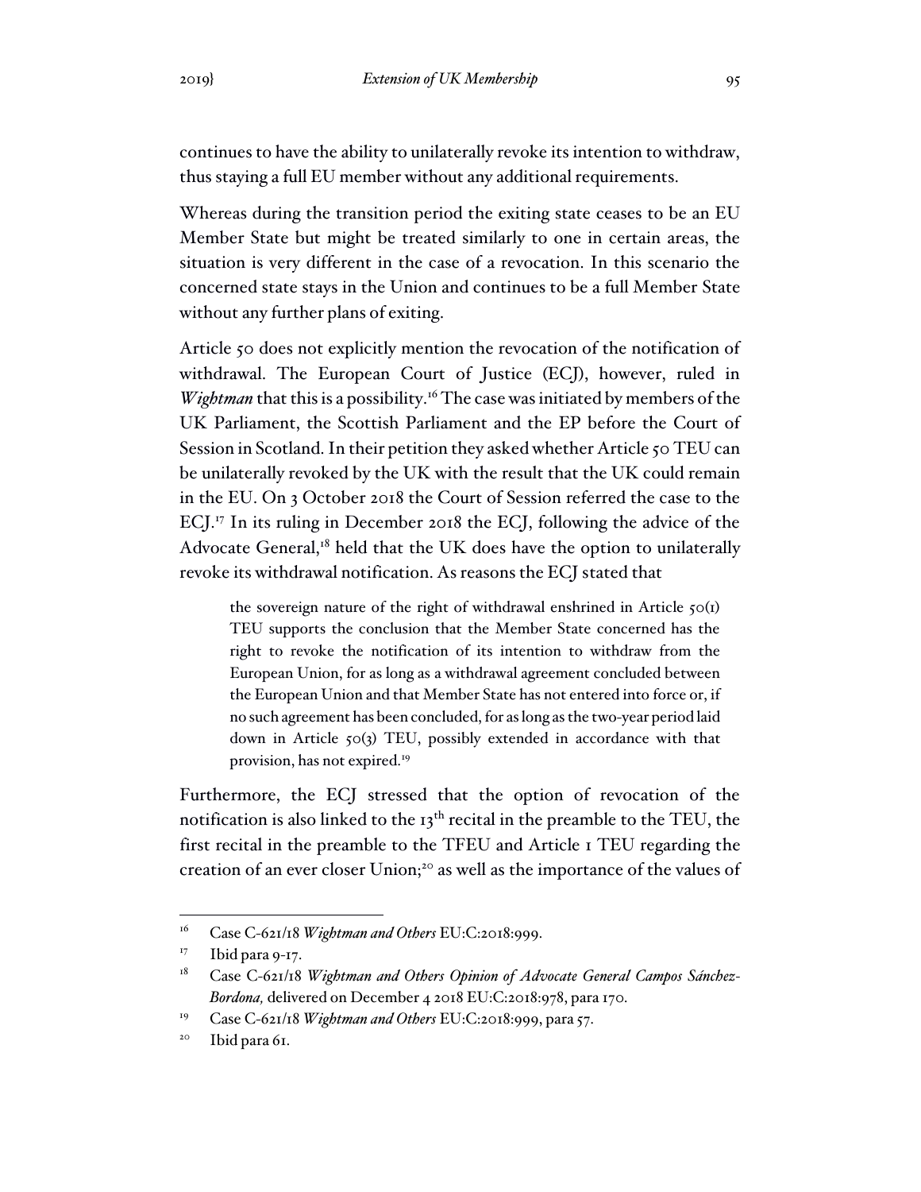continues to have the ability to unilaterally revoke its intention to withdraw, thus staying a full EU member without any additional requirements.

Whereas during the transition period the exiting state ceases to be an EU Member State but might be treated similarly to one in certain areas, the situation is very different in the case of a revocation. In this scenario the concerned state stays in the Union and continues to be a full Member State without any further plans of exiting.

Article 50 does not explicitly mention the revocation of the notification of withdrawal. The European Court of Justice (ECJ), however, ruled in *Wightman* that this is a possibility.[16] The case was initiated by members of the UK Parliament, the Scottish Parliament and the EP before the Court of Session in Scotland. In their petition they asked whether Article 50 TEU can be unilaterally revoked by the UK with the result that the UK could remain in the EU. On 3 October 2018 the Court of Session referred the case to the ECJ.[17] In its ruling in December 2018 the ECJ, following the advice of the Advocate General,[18] held that the UK does have the option to unilaterally revoke its withdrawal notification. As reasons the ECJ stated that

> the sovereign nature of the right of withdrawal enshrined in Article 50(1) TEU supports the conclusion that the Member State concerned has the right to revoke the notification of its intention to withdraw from the European Union, for as long as a withdrawal agreement concluded between the European Union and that Member State has not entered into force or, if no such agreement has been concluded, for as long as the two-year period laid down in Article 50(3) TEU, possibly extended in accordance with that provision, has not expired.[19]

Furthermore, the ECJ stressed that the option of revocation of the notification is also linked to the 13th recital in the preamble to the TEU, the first recital in the preamble to the TFEU and Article 1 TEU regarding the creation of an ever closer Union;[20] as well as the importance of the values of

---

[16] Case C-621/18 *Wightman and Others* EU:C:2018:999.

[17] Ibid para 9-17.

[18] Case C-621/18 *Wightman and Others Opinion of Advocate General Campos Sánchez-Bordona,* delivered on December 4 2018 EU:C:2018:978, para 170.

[19] Case C-621/18 *Wightman and Others* EU:C:2018:999, para 57.

[20] Ibid para 61.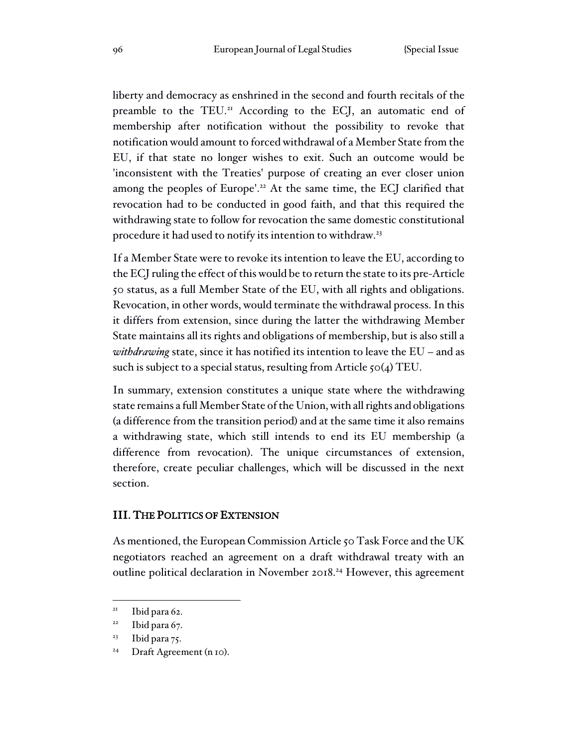liberty and democracy as enshrined in the second and fourth recitals of the preamble to the TEU.[21] According to the ECJ, an automatic end of membership after notification without the possibility to revoke that notification would amount to forced withdrawal of a Member State from the EU, if that state no longer wishes to exit. Such an outcome would be 'inconsistent with the Treaties' purpose of creating an ever closer union among the peoples of Europe'.[22] At the same time, the ECJ clarified that revocation had to be conducted in good faith, and that this required the withdrawing state to follow for revocation the same domestic constitutional procedure it had used to notify its intention to withdraw.[23]

If a Member State were to revoke its intention to leave the EU, according to the ECJ ruling the effect of this would be to return the state to its pre-Article 50 status, as a full Member State of the EU, with all rights and obligations. Revocation, in other words, would terminate the withdrawal process. In this it differs from extension, since during the latter the withdrawing Member State maintains all its rights and obligations of membership, but is also still a *withdrawing* state, since it has notified its intention to leave the EU – and as such is subject to a special status, resulting from Article 50(4) TEU.

In summary, extension constitutes a unique state where the withdrawing state remains a full Member State of the Union, with all rights and obligations (a difference from the transition period) and at the same time it also remains a withdrawing state, which still intends to end its EU membership (a difference from revocation). The unique circumstances of extension, therefore, create peculiar challenges, which will be discussed in the next section.

## III. THE POLITICS OF EXTENSION

As mentioned, the European Commission Article 50 Task Force and the UK negotiators reached an agreement on a draft withdrawal treaty with an outline political declaration in November 2018.[24] However, this agreement

---

[21] Ibid para 62.

[22] Ibid para 67.

[23] Ibid para 75.

[24] Draft Agreement (n 10).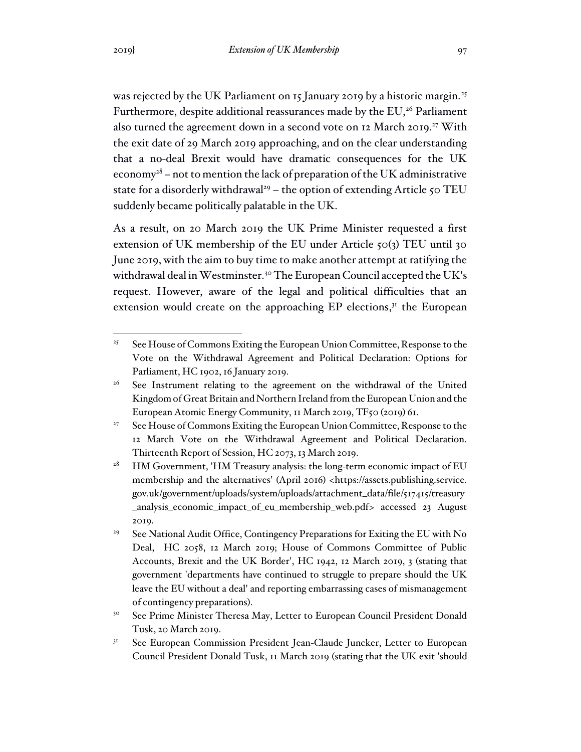was rejected by the UK Parliament on 15 January 2019 by a historic margin.[25] Furthermore, despite additional reassurances made by the EU,[26] Parliament also turned the agreement down in a second vote on 12 March 2019.[27] With the exit date of 29 March 2019 approaching, and on the clear understanding that a no-deal Brexit would have dramatic consequences for the UK economy[28] – not to mention the lack of preparation of the UK administrative state for a disorderly withdrawal[29] – the option of extending Article 50 TEU suddenly became politically palatable in the UK.

As a result, on 20 March 2019 the UK Prime Minister requested a first extension of UK membership of the EU under Article 50(3) TEU until 30 June 2019, with the aim to buy time to make another attempt at ratifying the withdrawal deal in Westminster.[30] The European Council accepted the UK's request. However, aware of the legal and political difficulties that an extension would create on the approaching EP elections,[31] the European

---

[25] See House of Commons Exiting the European Union Committee, Response to the Vote on the Withdrawal Agreement and Political Declaration: Options for Parliament, HC 1902, 16 January 2019.

[26] See Instrument relating to the agreement on the withdrawal of the United Kingdom of Great Britain and Northern Ireland from the European Union and the European Atomic Energy Community, 11 March 2019, TF50 (2019) 61.

[27] See House of Commons Exiting the European Union Committee, Response to the 12 March Vote on the Withdrawal Agreement and Political Declaration. Thirteenth Report of Session, HC 2073, 13 March 2019.

[28] HM Government, 'HM Treasury analysis: the long-term economic impact of EU membership and the alternatives' (April 2016) <https://assets.publishing.service.gov.uk/government/uploads/system/uploads/attachment_data/file/517415/treasury_analysis_economic_impact_of_eu_membership_web.pdf> accessed 23 August 2019.

[29] See National Audit Office, Contingency Preparations for Exiting the EU with No Deal, HC 2058, 12 March 2019; House of Commons Committee of Public Accounts, Brexit and the UK Border', HC 1942, 12 March 2019, 3 (stating that government 'departments have continued to struggle to prepare should the UK leave the EU without a deal' and reporting embarrassing cases of mismanagement of contingency preparations).

[30] See Prime Minister Theresa May, Letter to European Council President Donald Tusk, 20 March 2019.

[31] See European Commission President Jean-Claude Juncker, Letter to European Council President Donald Tusk, 11 March 2019 (stating that the UK exit 'should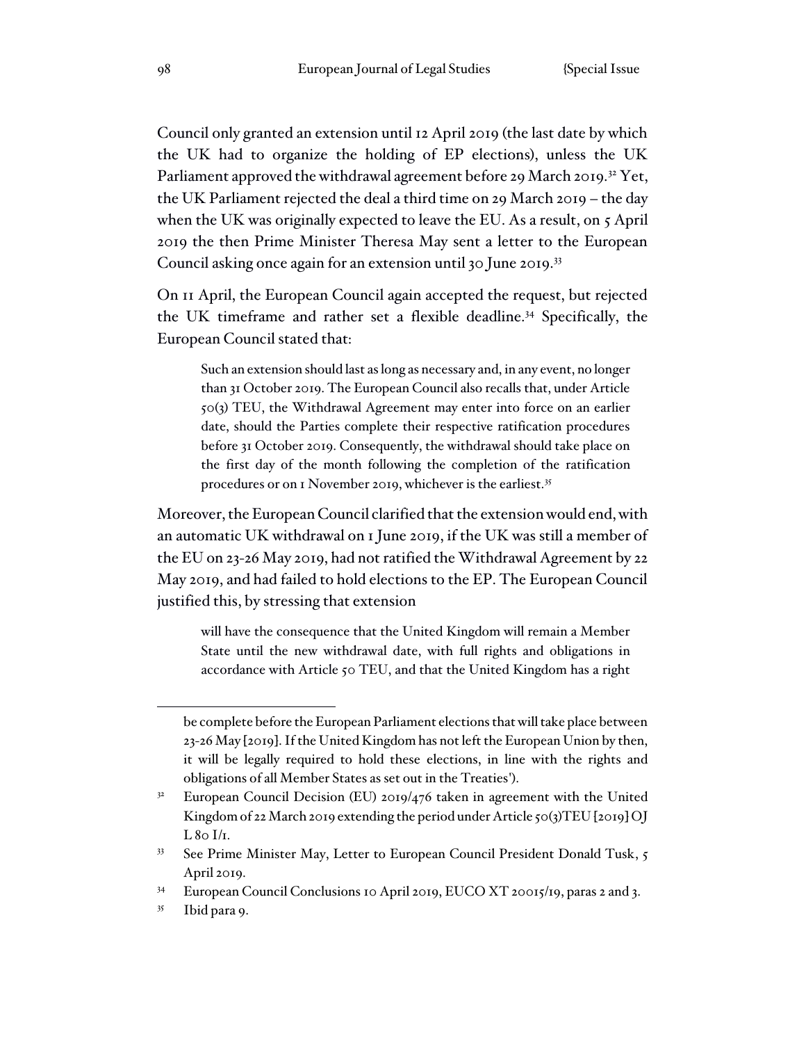Council only granted an extension until 12 April 2019 (the last date by which the UK had to organize the holding of EP elections), unless the UK Parliament approved the withdrawal agreement before 29 March 2019.[32] Yet, the UK Parliament rejected the deal a third time on 29 March 2019 – the day when the UK was originally expected to leave the EU. As a result, on 5 April 2019 the then Prime Minister Theresa May sent a letter to the European Council asking once again for an extension until 30 June 2019.[33]

On 11 April, the European Council again accepted the request, but rejected the UK timeframe and rather set a flexible deadline.[34] Specifically, the European Council stated that:

> Such an extension should last as long as necessary and, in any event, no longer than 31 October 2019. The European Council also recalls that, under Article 50(3) TEU, the Withdrawal Agreement may enter into force on an earlier date, should the Parties complete their respective ratification procedures before 31 October 2019. Consequently, the withdrawal should take place on the first day of the month following the completion of the ratification procedures or on 1 November 2019, whichever is the earliest.[35]

Moreover, the European Council clarified that the extension would end, with an automatic UK withdrawal on 1 June 2019, if the UK was still a member of the EU on 23-26 May 2019, had not ratified the Withdrawal Agreement by 22 May 2019, and had failed to hold elections to the EP. The European Council justified this, by stressing that extension

> will have the consequence that the United Kingdom will remain a Member State until the new withdrawal date, with full rights and obligations in accordance with Article 50 TEU, and that the United Kingdom has a right

---

be complete before the European Parliament elections that will take place between 23-26 May [2019]. If the United Kingdom has not left the European Union by then, it will be legally required to hold these elections, in line with the rights and obligations of all Member States as set out in the Treaties').

[32] European Council Decision (EU) 2019/476 taken in agreement with the United Kingdom of 22 March 2019 extending the period under Article 50(3)TEU [2019] OJ L 80 I/1.

[33] See Prime Minister May, Letter to European Council President Donald Tusk, 5 April 2019.

[34] European Council Conclusions 10 April 2019, EUCO XT 20015/19, paras 2 and 3.

[35] Ibid para 9.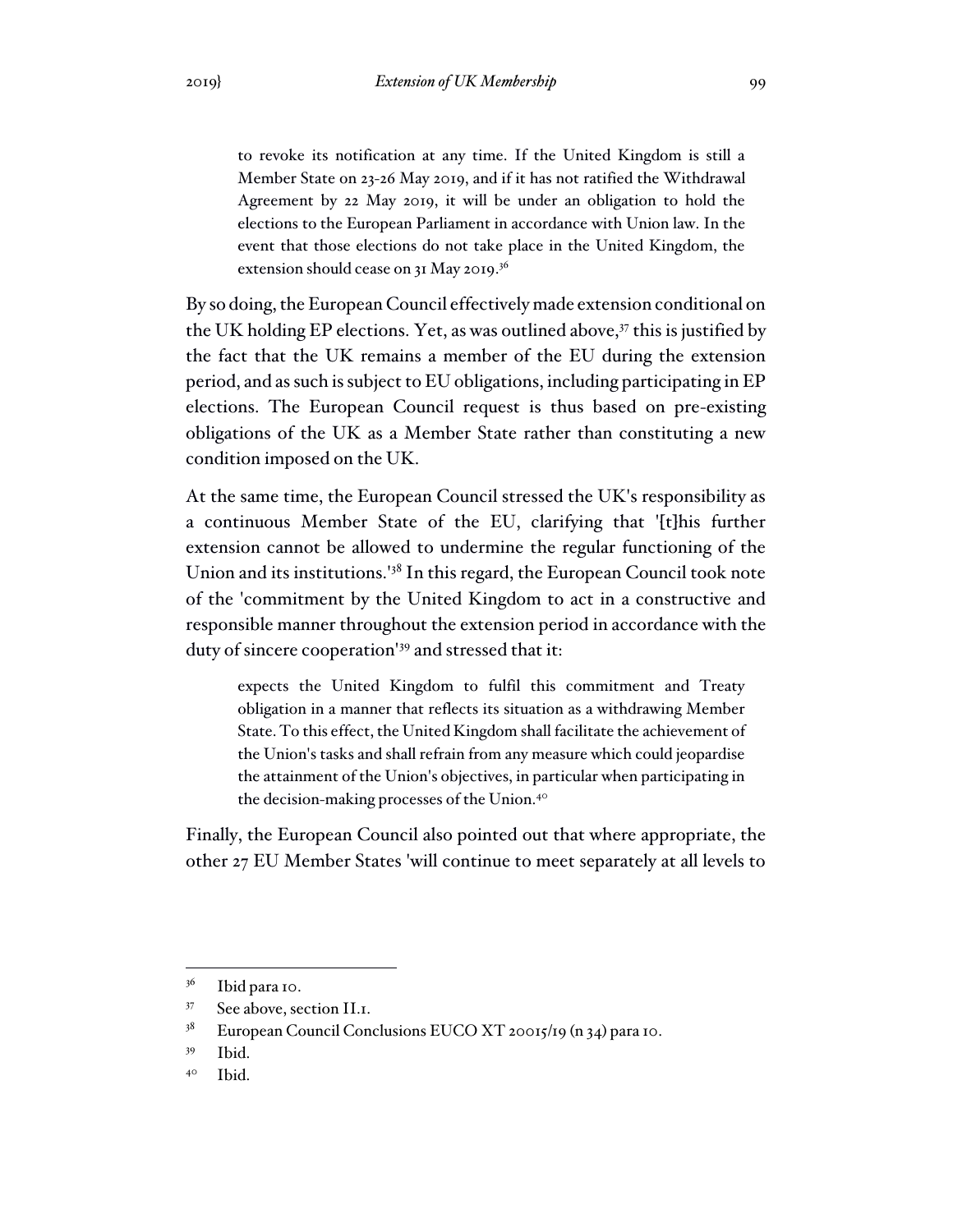> to revoke its notification at any time. If the United Kingdom is still a Member State on 23-26 May 2019, and if it has not ratified the Withdrawal Agreement by 22 May 2019, it will be under an obligation to hold the elections to the European Parliament in accordance with Union law. In the event that those elections do not take place in the United Kingdom, the extension should cease on 31 May 2019.[36]

By so doing, the European Council effectively made extension conditional on the UK holding EP elections. Yet, as was outlined above,[37] this is justified by the fact that the UK remains a member of the EU during the extension period, and as such is subject to EU obligations, including participating in EP elections. The European Council request is thus based on pre-existing obligations of the UK as a Member State rather than constituting a new condition imposed on the UK.

At the same time, the European Council stressed the UK's responsibility as a continuous Member State of the EU, clarifying that '[t]his further extension cannot be allowed to undermine the regular functioning of the Union and its institutions.'[38] In this regard, the European Council took note of the 'commitment by the United Kingdom to act in a constructive and responsible manner throughout the extension period in accordance with the duty of sincere cooperation'[39] and stressed that it:

> expects the United Kingdom to fulfil this commitment and Treaty obligation in a manner that reflects its situation as a withdrawing Member State. To this effect, the United Kingdom shall facilitate the achievement of the Union's tasks and shall refrain from any measure which could jeopardise the attainment of the Union's objectives, in particular when participating in the decision-making processes of the Union.[40]

Finally, the European Council also pointed out that where appropriate, the other 27 EU Member States 'will continue to meet separately at all levels to

---

[36] Ibid para 10.

[37] See above, section II.1.

[38] European Council Conclusions EUCO XT 20015/19 (n 34) para 10.

[39] Ibid.

[40] Ibid.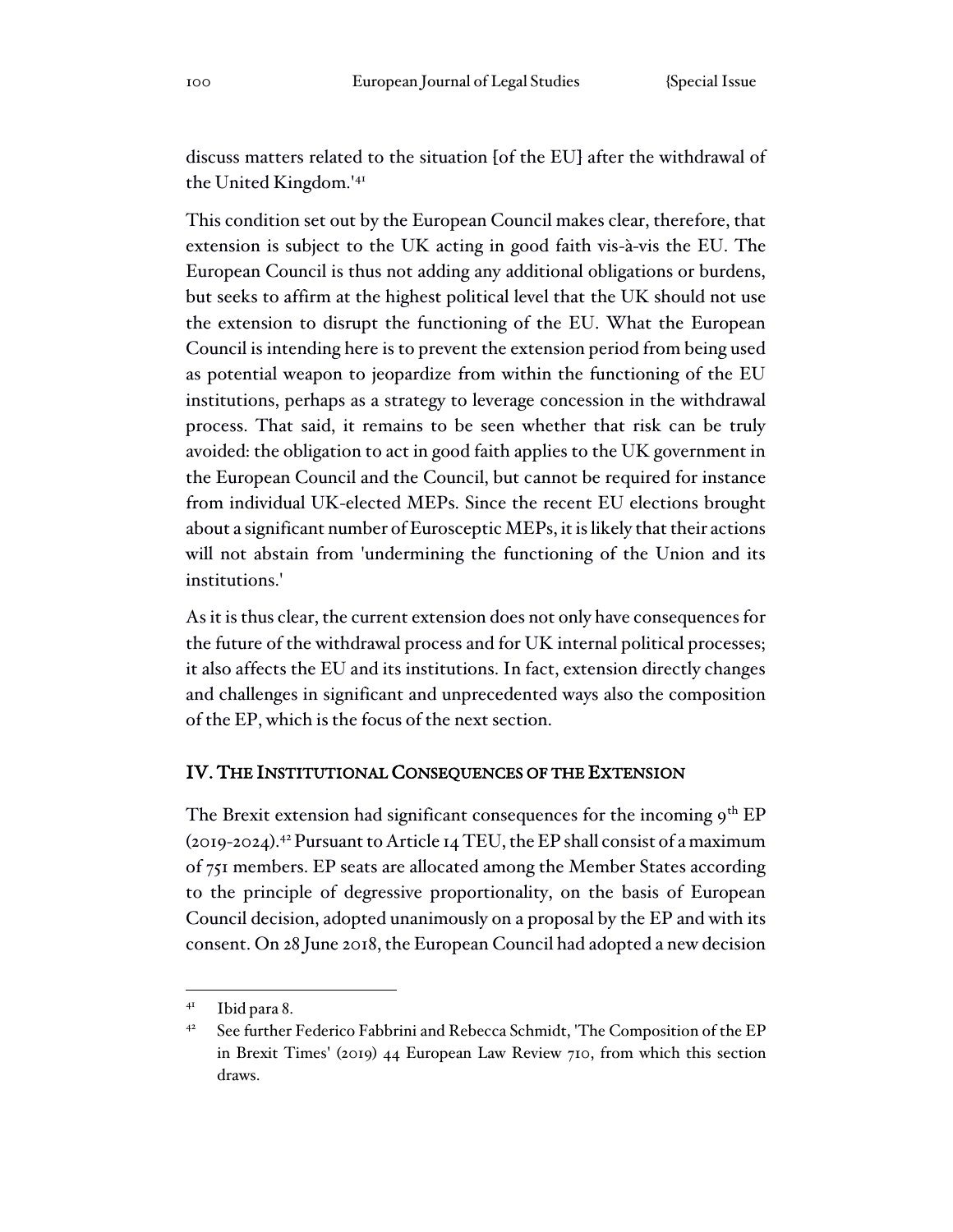discuss matters related to the situation [of the EU] after the withdrawal of the United Kingdom.'[41]

This condition set out by the European Council makes clear, therefore, that extension is subject to the UK acting in good faith vis-à-vis the EU. The European Council is thus not adding any additional obligations or burdens, but seeks to affirm at the highest political level that the UK should not use the extension to disrupt the functioning of the EU. What the European Council is intending here is to prevent the extension period from being used as potential weapon to jeopardize from within the functioning of the EU institutions, perhaps as a strategy to leverage concession in the withdrawal process. That said, it remains to be seen whether that risk can be truly avoided: the obligation to act in good faith applies to the UK government in the European Council and the Council, but cannot be required for instance from individual UK-elected MEPs. Since the recent EU elections brought about a significant number of Eurosceptic MEPs, it is likely that their actions will not abstain from 'undermining the functioning of the Union and its institutions.'

As it is thus clear, the current extension does not only have consequences for the future of the withdrawal process and for UK internal political processes; it also affects the EU and its institutions. In fact, extension directly changes and challenges in significant and unprecedented ways also the composition of the EP, which is the focus of the next section.

## IV. The Institutional Consequences of the Extension

The Brexit extension had significant consequences for the incoming 9th EP (2019-2024).[42] Pursuant to Article 14 TEU, the EP shall consist of a maximum of 751 members. EP seats are allocated among the Member States according to the principle of degressive proportionality, on the basis of European Council decision, adopted unanimously on a proposal by the EP and with its consent. On 28 June 2018, the European Council had adopted a new decision

---

[41] Ibid para 8.

[42] See further Federico Fabbrini and Rebecca Schmidt, 'The Composition of the EP in Brexit Times' (2019) 44 European Law Review 710, from which this section draws.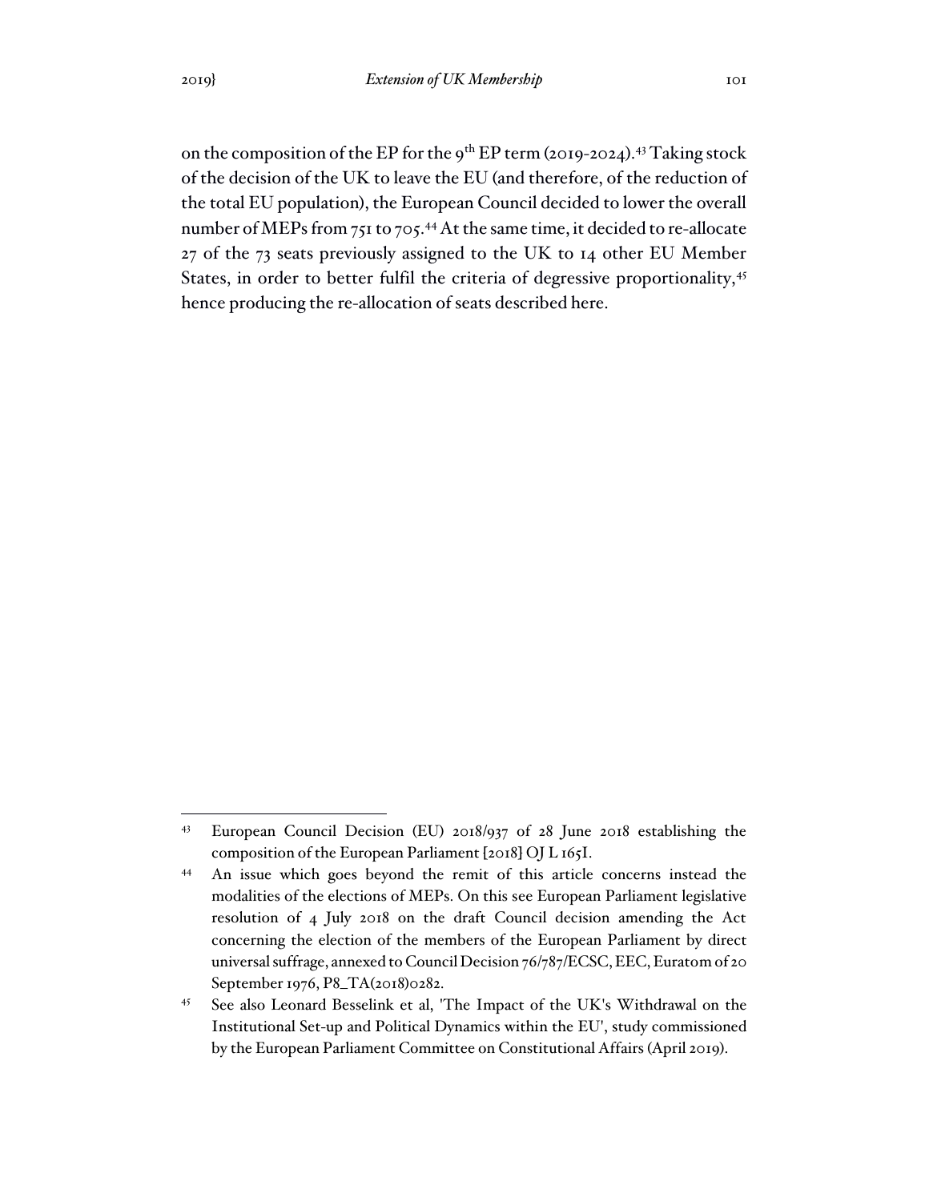on the composition of the EP for the 9th EP term (2019-2024).[43] Taking stock of the decision of the UK to leave the EU (and therefore, of the reduction of the total EU population), the European Council decided to lower the overall number of MEPs from 751 to 705.[44] At the same time, it decided to re-allocate 27 of the 73 seats previously assigned to the UK to 14 other EU Member States, in order to better fulfil the criteria of degressive proportionality,[45] hence producing the re-allocation of seats described here.

---

[43] European Council Decision (EU) 2018/937 of 28 June 2018 establishing the composition of the European Parliament [2018] OJ L 165I.

[44] An issue which goes beyond the remit of this article concerns instead the modalities of the elections of MEPs. On this see European Parliament legislative resolution of 4 July 2018 on the draft Council decision amending the Act concerning the election of the members of the European Parliament by direct universal suffrage, annexed to Council Decision 76/787/ECSC, EEC, Euratom of 20 September 1976, P8_TA(2018)0282.

[45] See also Leonard Besselink et al, 'The Impact of the UK's Withdrawal on the Institutional Set-up and Political Dynamics within the EU', study commissioned by the European Parliament Committee on Constitutional Affairs (April 2019).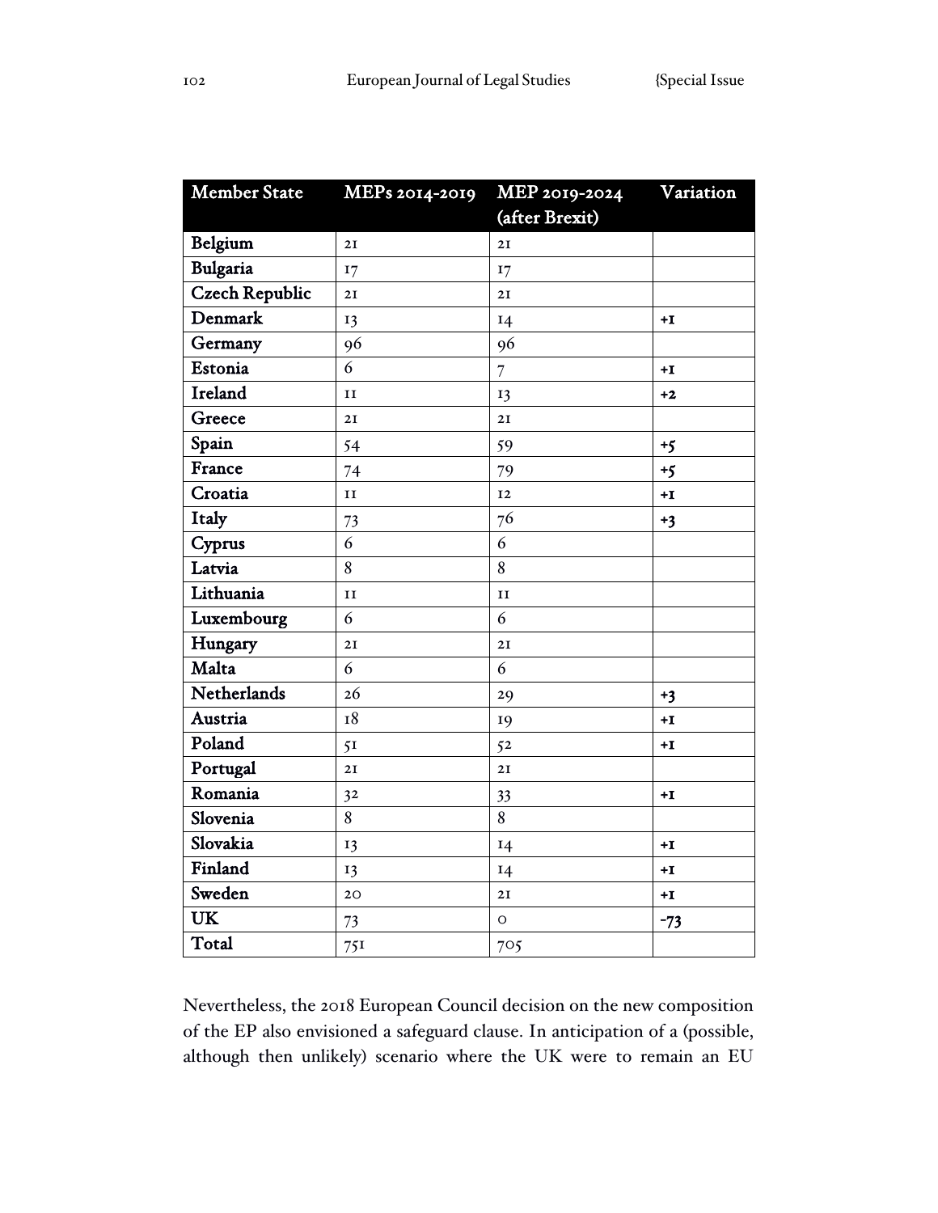| Member State | MEPs 2014-2019 | MEP 2019-2024 (after Brexit) | Variation |
| --- | --- | --- | --- |
| **Belgium** | 21 | 21 | |
| **Bulgaria** | 17 | 17 | |
| **Czech Republic** | 21 | 21 | |
| **Denmark** | 13 | 14 | **+1** |
| **Germany** | 96 | 96 | |
| **Estonia** | 6 | 7 | **+1** |
| **Ireland** | 11 | 13 | **+2** |
| **Greece** | 21 | 21 | |
| **Spain** | 54 | 59 | **+5** |
| **France** | 74 | 79 | **+5** |
| **Croatia** | 11 | 12 | **+1** |
| **Italy** | 73 | 76 | **+3** |
| **Cyprus** | 6 | 6 | |
| **Latvia** | 8 | 8 | |
| **Lithuania** | 11 | 11 | |
| **Luxembourg** | 6 | 6 | |
| **Hungary** | 21 | 21 | |
| **Malta** | 6 | 6 | |
| **Netherlands** | 26 | 29 | **+3** |
| **Austria** | 18 | 19 | **+1** |
| **Poland** | 51 | 52 | **+1** |
| **Portugal** | 21 | 21 | |
| **Romania** | 32 | 33 | **+1** |
| **Slovenia** | 8 | 8 | |
| **Slovakia** | 13 | 14 | **+1** |
| **Finland** | 13 | 14 | **+1** |
| **Sweden** | 20 | 21 | **+1** |
| **UK** | 73 | 0 | **-73** |
| **Total** | 751 | 705 | |

Nevertheless, the 2018 European Council decision on the new composition of the EP also envisioned a safeguard clause. In anticipation of a (possible, although then unlikely) scenario where the UK were to remain an EU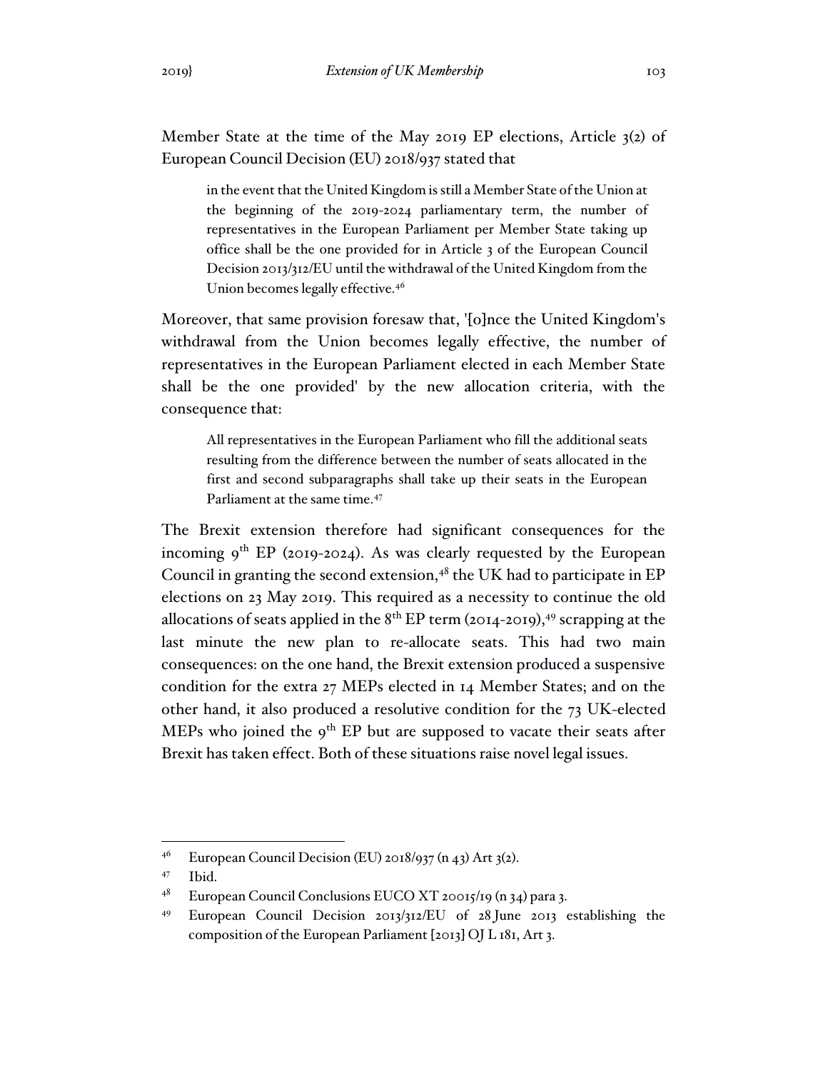Member State at the time of the May 2019 EP elections, Article 3(2) of European Council Decision (EU) 2018/937 stated that

> in the event that the United Kingdom is still a Member State of the Union at the beginning of the 2019-2024 parliamentary term, the number of representatives in the European Parliament per Member State taking up office shall be the one provided for in Article 3 of the European Council Decision 2013/312/EU until the withdrawal of the United Kingdom from the Union becomes legally effective.[46]

Moreover, that same provision foresaw that, '[o]nce the United Kingdom's withdrawal from the Union becomes legally effective, the number of representatives in the European Parliament elected in each Member State shall be the one provided' by the new allocation criteria, with the consequence that:

> All representatives in the European Parliament who fill the additional seats resulting from the difference between the number of seats allocated in the first and second subparagraphs shall take up their seats in the European Parliament at the same time.[47]

The Brexit extension therefore had significant consequences for the incoming 9th EP (2019-2024). As was clearly requested by the European Council in granting the second extension,[48] the UK had to participate in EP elections on 23 May 2019. This required as a necessity to continue the old allocations of seats applied in the 8th EP term (2014-2019),[49] scrapping at the last minute the new plan to re-allocate seats. This had two main consequences: on the one hand, the Brexit extension produced a suspensive condition for the extra 27 MEPs elected in 14 Member States; and on the other hand, it also produced a resolutive condition for the 73 UK-elected MEPs who joined the 9th EP but are supposed to vacate their seats after Brexit has taken effect. Both of these situations raise novel legal issues.

---

[46] European Council Decision (EU) 2018/937 (n 43) Art 3(2).

[47] Ibid.

[48] European Council Conclusions EUCO XT 20015/19 (n 34) para 3.

[49] European Council Decision 2013/312/EU of 28 June 2013 establishing the composition of the European Parliament [2013] OJ L 181, Art 3.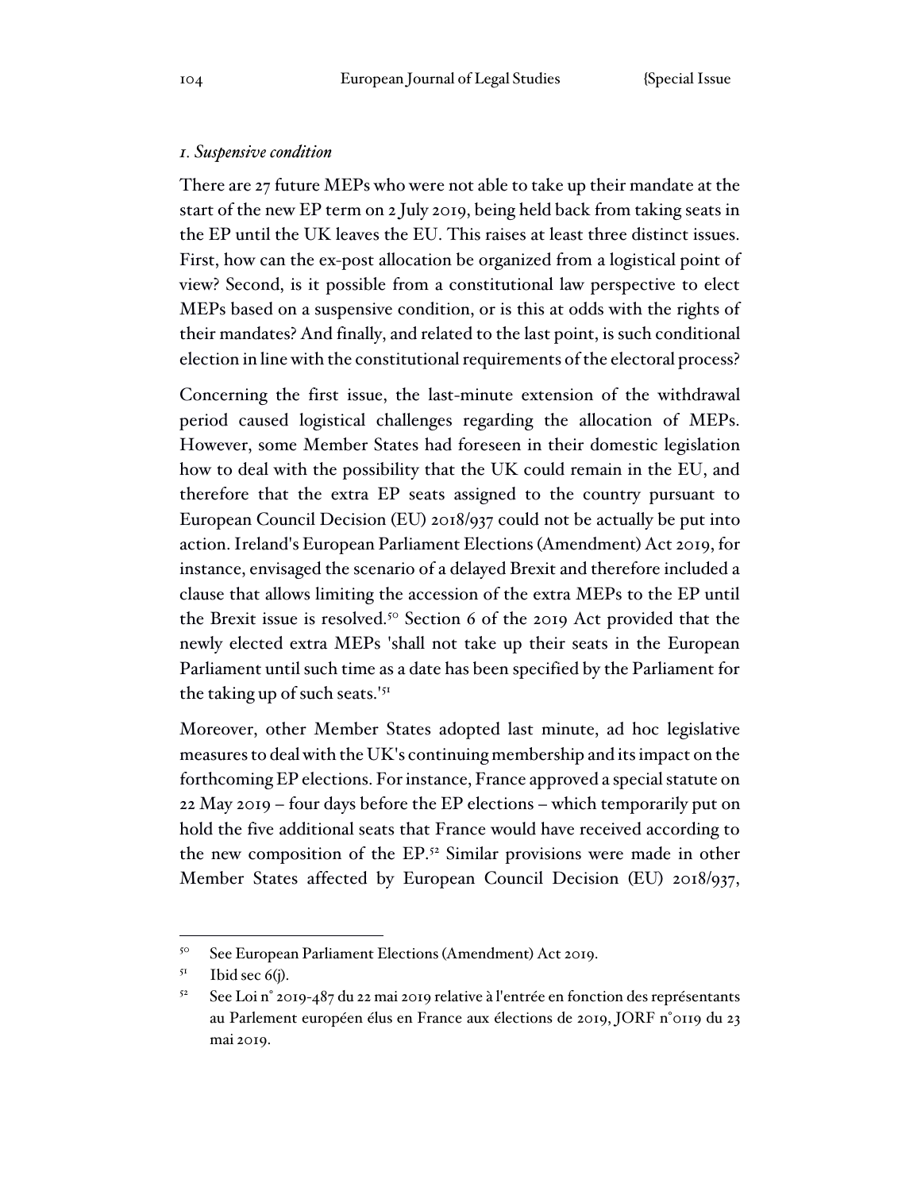*1. Suspensive condition*

There are 27 future MEPs who were not able to take up their mandate at the start of the new EP term on 2 July 2019, being held back from taking seats in the EP until the UK leaves the EU. This raises at least three distinct issues. First, how can the ex-post allocation be organized from a logistical point of view? Second, is it possible from a constitutional law perspective to elect MEPs based on a suspensive condition, or is this at odds with the rights of their mandates? And finally, and related to the last point, is such conditional election in line with the constitutional requirements of the electoral process?

Concerning the first issue, the last-minute extension of the withdrawal period caused logistical challenges regarding the allocation of MEPs. However, some Member States had foreseen in their domestic legislation how to deal with the possibility that the UK could remain in the EU, and therefore that the extra EP seats assigned to the country pursuant to European Council Decision (EU) 2018/937 could not be actually be put into action. Ireland's European Parliament Elections (Amendment) Act 2019, for instance, envisaged the scenario of a delayed Brexit and therefore included a clause that allows limiting the accession of the extra MEPs to the EP until the Brexit issue is resolved.[50] Section 6 of the 2019 Act provided that the newly elected extra MEPs 'shall not take up their seats in the European Parliament until such time as a date has been specified by the Parliament for the taking up of such seats.'[51]

Moreover, other Member States adopted last minute, ad hoc legislative measures to deal with the UK's continuing membership and its impact on the forthcoming EP elections. For instance, France approved a special statute on 22 May 2019 – four days before the EP elections – which temporarily put on hold the five additional seats that France would have received according to the new composition of the EP.[52] Similar provisions were made in other Member States affected by European Council Decision (EU) 2018/937,

---

[50] See European Parliament Elections (Amendment) Act 2019.

[51] Ibid sec 6(j).

[52] See Loi n° 2019-487 du 22 mai 2019 relative à l'entrée en fonction des représentants au Parlement européen élus en France aux élections de 2019, JORF n°0119 du 23 mai 2019.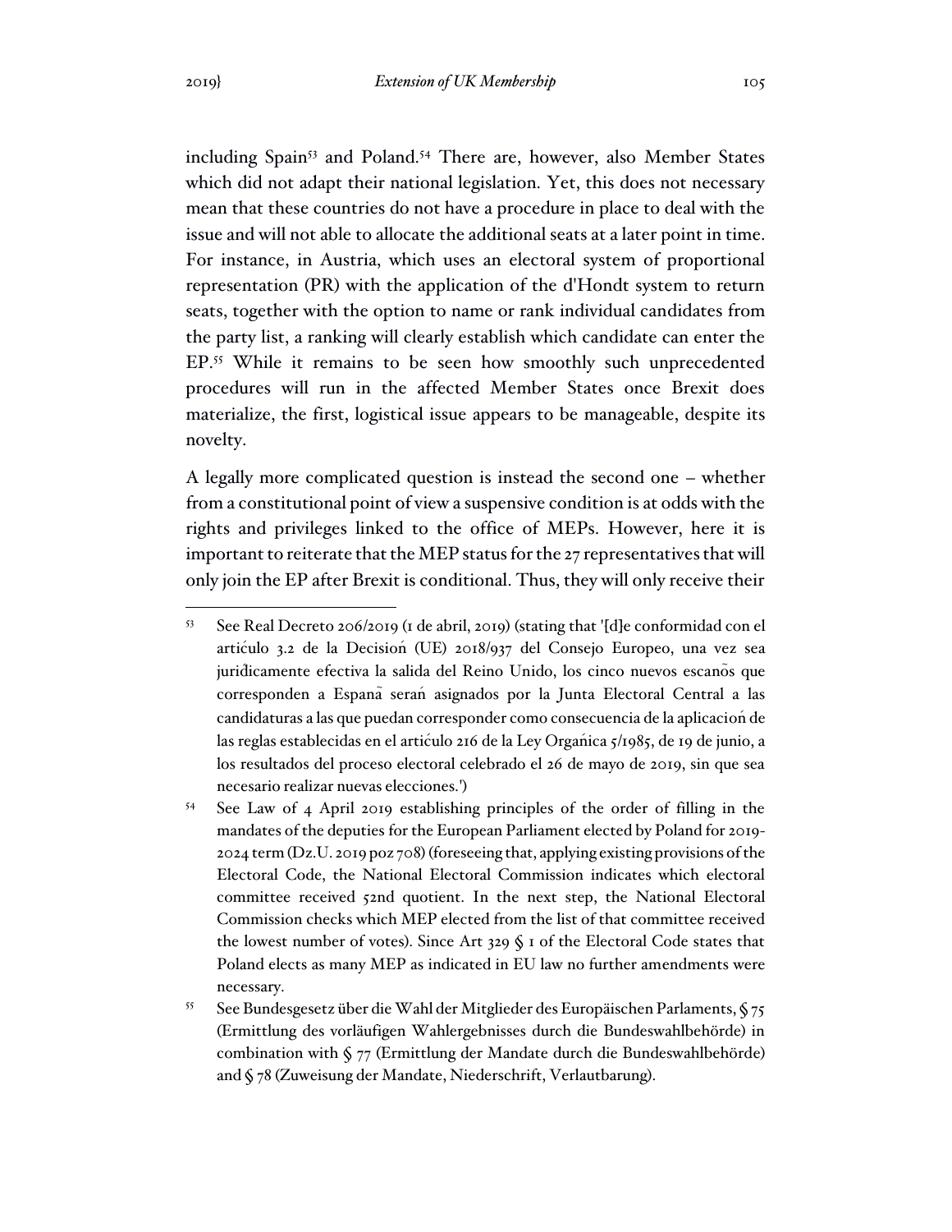including Spain[53] and Poland.[54] There are, however, also Member States which did not adapt their national legislation. Yet, this does not necessary mean that these countries do not have a procedure in place to deal with the issue and will not able to allocate the additional seats at a later point in time. For instance, in Austria, which uses an electoral system of proportional representation (PR) with the application of the d'Hondt system to return seats, together with the option to name or rank individual candidates from the party list, a ranking will clearly establish which candidate can enter the EP.[55] While it remains to be seen how smoothly such unprecedented procedures will run in the affected Member States once Brexit does materialize, the first, logistical issue appears to be manageable, despite its novelty.

A legally more complicated question is instead the second one – whether from a constitutional point of view a suspensive condition is at odds with the rights and privileges linked to the office of MEPs. However, here it is important to reiterate that the MEP status for the 27 representatives that will only join the EP after Brexit is conditional. Thus, they will only receive their

---

[53] See Real Decreto 206/2019 (1 de abril, 2019) (stating that '[d]e conformidad con el artículo 3.2 de la Decisión (UE) 2018/937 del Consejo Europeo, una vez sea jurídicamente efectiva la salida del Reino Unido, los cinco nuevos escaños que corresponden a España serán asignados por la Junta Electoral Central a las candidaturas a las que puedan corresponder como consecuencia de la aplicación de las reglas establecidas en el artículo 216 de la Ley Orgánica 5/1985, de 19 de junio, a los resultados del proceso electoral celebrado el 26 de mayo de 2019, sin que sea necesario realizar nuevas elecciones.')

[54] See Law of 4 April 2019 establishing principles of the order of filling in the mandates of the deputies for the European Parliament elected by Poland for 2019-2024 term (Dz.U. 2019 poz 708) (foreseeing that, applying existing provisions of the Electoral Code, the National Electoral Commission indicates which electoral committee received 52nd quotient. In the next step, the National Electoral Commission checks which MEP elected from the list of that committee received the lowest number of votes). Since Art 329 § 1 of the Electoral Code states that Poland elects as many MEP as indicated in EU law no further amendments were necessary.

[55] See Bundesgesetz über die Wahl der Mitglieder des Europäischen Parlaments, § 75 (Ermittlung des vorläufigen Wahlergebnisses durch die Bundeswahlbehörde) in combination with § 77 (Ermittlung der Mandate durch die Bundeswahlbehörde) and § 78 (Zuweisung der Mandate, Niederschrift, Verlautbarung).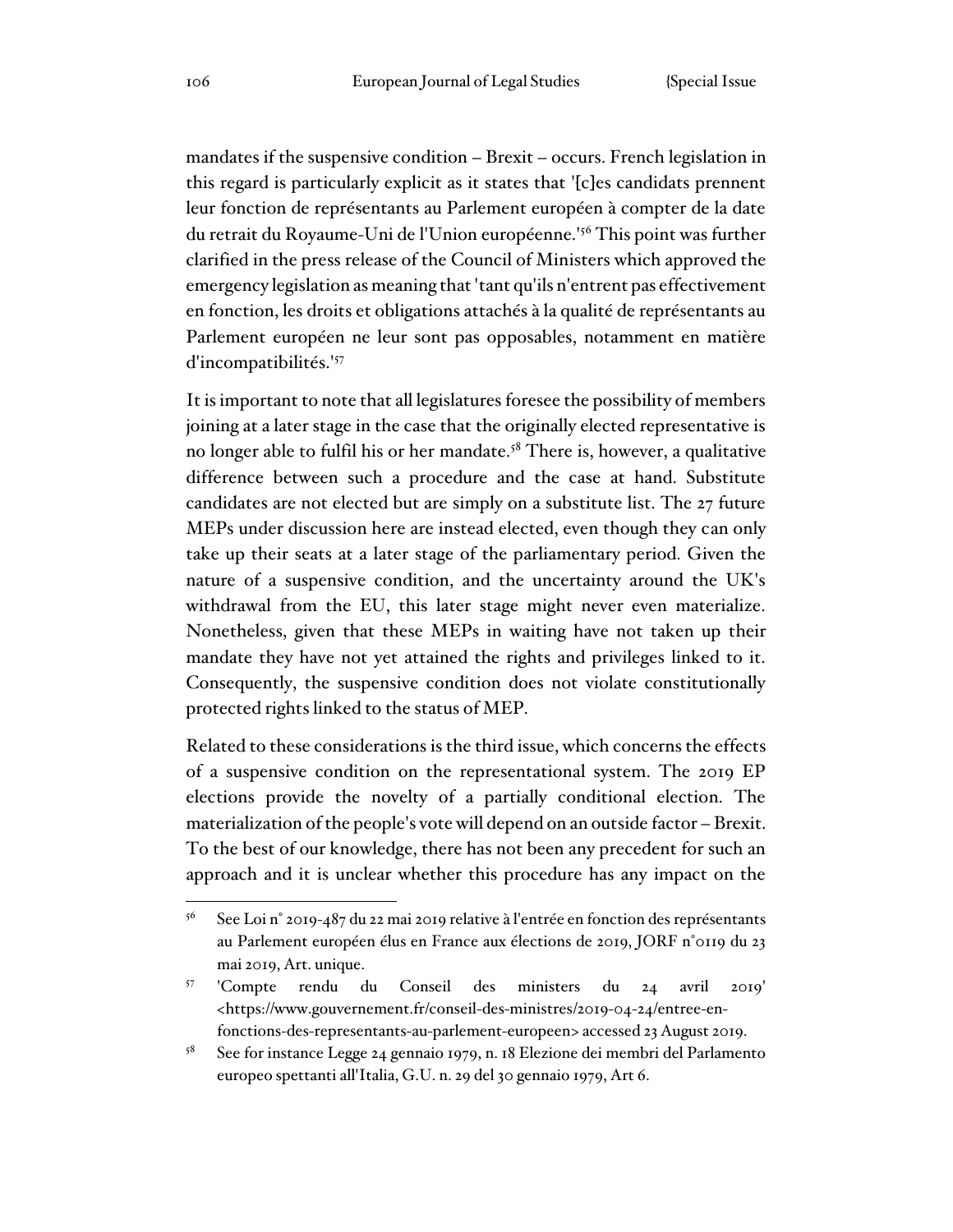mandates if the suspensive condition – Brexit – occurs. French legislation in this regard is particularly explicit as it states that '[c]es candidats prennent leur fonction de représentants au Parlement européen à compter de la date du retrait du Royaume-Uni de l'Union européenne.'[56] This point was further clarified in the press release of the Council of Ministers which approved the emergency legislation as meaning that 'tant qu'ils n'entrent pas effectivement en fonction, les droits et obligations attachés à la qualité de représentants au Parlement européen ne leur sont pas opposables, notamment en matière d'incompatibilités.'[57]

It is important to note that all legislatures foresee the possibility of members joining at a later stage in the case that the originally elected representative is no longer able to fulfil his or her mandate.[58] There is, however, a qualitative difference between such a procedure and the case at hand. Substitute candidates are not elected but are simply on a substitute list. The 27 future MEPs under discussion here are instead elected, even though they can only take up their seats at a later stage of the parliamentary period. Given the nature of a suspensive condition, and the uncertainty around the UK's withdrawal from the EU, this later stage might never even materialize. Nonetheless, given that these MEPs in waiting have not taken up their mandate they have not yet attained the rights and privileges linked to it. Consequently, the suspensive condition does not violate constitutionally protected rights linked to the status of MEP.

Related to these considerations is the third issue, which concerns the effects of a suspensive condition on the representational system. The 2019 EP elections provide the novelty of a partially conditional election. The materialization of the people's vote will depend on an outside factor – Brexit. To the best of our knowledge, there has not been any precedent for such an approach and it is unclear whether this procedure has any impact on the

---

[56] See Loi n° 2019-487 du 22 mai 2019 relative à l'entrée en fonction des représentants au Parlement européen élus en France aux élections de 2019, JORF n°0119 du 23 mai 2019, Art. unique.

[57] 'Compte rendu du Conseil des ministers du 24 avril 2019' <https://www.gouvernement.fr/conseil-des-ministres/2019-04-24/entree-en-fonctions-des-representants-au-parlement-europeen> accessed 23 August 2019.

[58] See for instance Legge 24 gennaio 1979, n. 18 Elezione dei membri del Parlamento europeo spettanti all'Italia, G.U. n. 29 del 30 gennaio 1979, Art 6.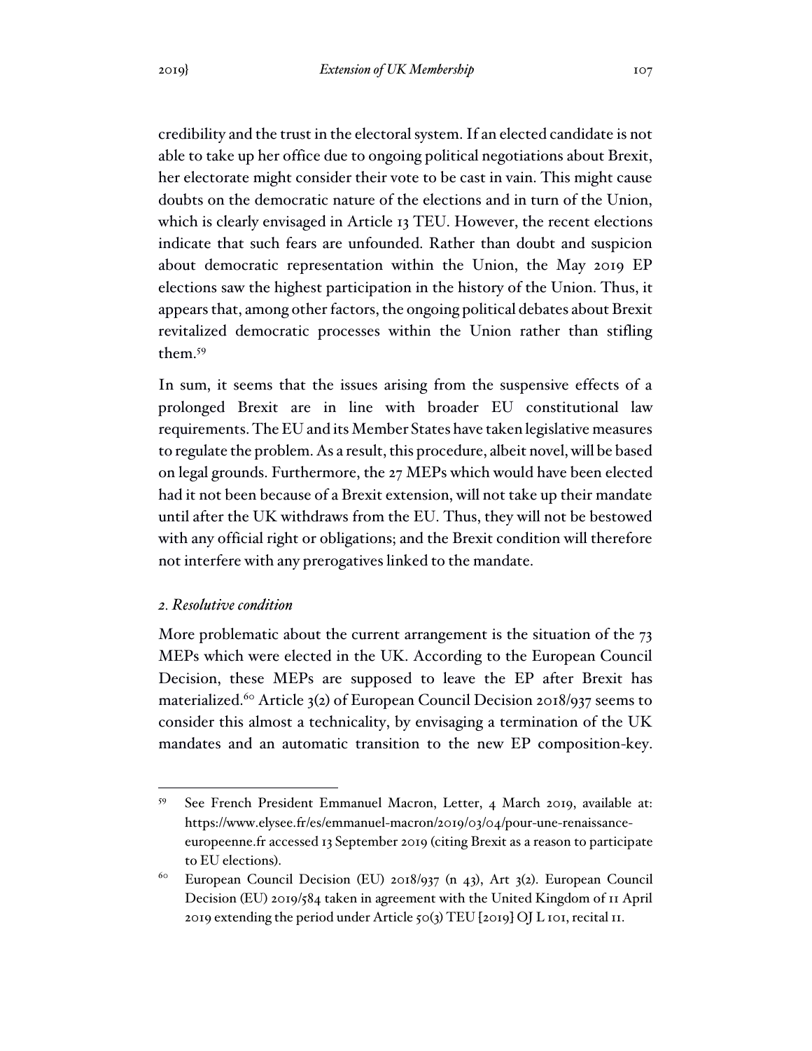credibility and the trust in the electoral system. If an elected candidate is not able to take up her office due to ongoing political negotiations about Brexit, her electorate might consider their vote to be cast in vain. This might cause doubts on the democratic nature of the elections and in turn of the Union, which is clearly envisaged in Article 13 TEU. However, the recent elections indicate that such fears are unfounded. Rather than doubt and suspicion about democratic representation within the Union, the May 2019 EP elections saw the highest participation in the history of the Union. Thus, it appears that, among other factors, the ongoing political debates about Brexit revitalized democratic processes within the Union rather than stifling them.[59]

In sum, it seems that the issues arising from the suspensive effects of a prolonged Brexit are in line with broader EU constitutional law requirements. The EU and its Member States have taken legislative measures to regulate the problem. As a result, this procedure, albeit novel, will be based on legal grounds. Furthermore, the 27 MEPs which would have been elected had it not been because of a Brexit extension, will not take up their mandate until after the UK withdraws from the EU. Thus, they will not be bestowed with any official right or obligations; and the Brexit condition will therefore not interfere with any prerogatives linked to the mandate.

### *2. Resolutive condition*

More problematic about the current arrangement is the situation of the 73 MEPs which were elected in the UK. According to the European Council Decision, these MEPs are supposed to leave the EP after Brexit has materialized.[60] Article 3(2) of European Council Decision 2018/937 seems to consider this almost a technicality, by envisaging a termination of the UK mandates and an automatic transition to the new EP composition-key.

---

[59] See French President Emmanuel Macron, Letter, 4 March 2019, available at: https://www.elysee.fr/es/emmanuel-macron/2019/03/04/pour-une-renaissance-europeenne.fr accessed 13 September 2019 (citing Brexit as a reason to participate to EU elections).

[60] European Council Decision (EU) 2018/937 (n 43), Art 3(2). European Council Decision (EU) 2019/584 taken in agreement with the United Kingdom of 11 April 2019 extending the period under Article 50(3) TEU [2019] OJ L 101, recital 11.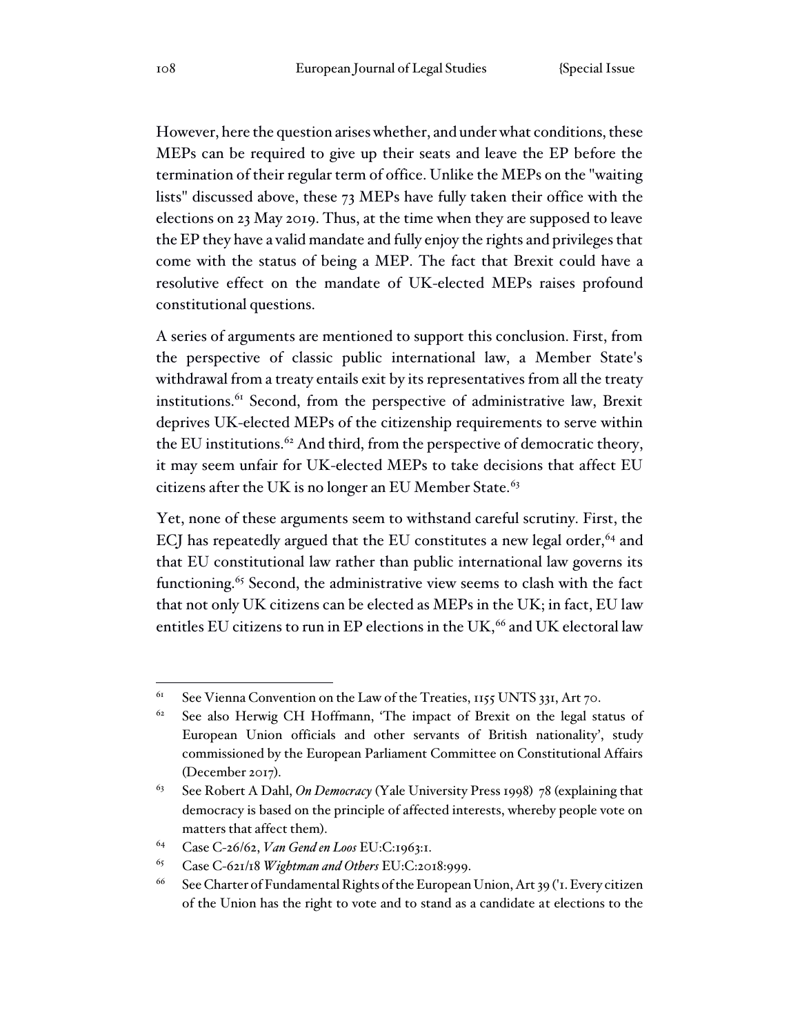However, here the question arises whether, and under what conditions, these MEPs can be required to give up their seats and leave the EP before the termination of their regular term of office. Unlike the MEPs on the "waiting lists" discussed above, these 73 MEPs have fully taken their office with the elections on 23 May 2019. Thus, at the time when they are supposed to leave the EP they have a valid mandate and fully enjoy the rights and privileges that come with the status of being a MEP. The fact that Brexit could have a resolutive effect on the mandate of UK-elected MEPs raises profound constitutional questions.

A series of arguments are mentioned to support this conclusion. First, from the perspective of classic public international law, a Member State's withdrawal from a treaty entails exit by its representatives from all the treaty institutions.[61] Second, from the perspective of administrative law, Brexit deprives UK-elected MEPs of the citizenship requirements to serve within the EU institutions.[62] And third, from the perspective of democratic theory, it may seem unfair for UK-elected MEPs to take decisions that affect EU citizens after the UK is no longer an EU Member State.[63]

Yet, none of these arguments seem to withstand careful scrutiny. First, the ECJ has repeatedly argued that the EU constitutes a new legal order,[64] and that EU constitutional law rather than public international law governs its functioning.[65] Second, the administrative view seems to clash with the fact that not only UK citizens can be elected as MEPs in the UK; in fact, EU law entitles EU citizens to run in EP elections in the UK,[66] and UK electoral law

---

[61] See Vienna Convention on the Law of the Treaties, 1155 UNTS 331, Art 70.

[62] See also Herwig CH Hoffmann, 'The impact of Brexit on the legal status of European Union officials and other servants of British nationality', study commissioned by the European Parliament Committee on Constitutional Affairs (December 2017).

[63] See Robert A Dahl, *On Democracy* (Yale University Press 1998) 78 (explaining that democracy is based on the principle of affected interests, whereby people vote on matters that affect them).

[64] Case C-26/62, *Van Gend en Loos* EU:C:1963:1.

[65] Case C-621/18 *Wightman and Others* EU:C:2018:999.

[66] See Charter of Fundamental Rights of the European Union, Art 39 ('1. Every citizen of the Union has the right to vote and to stand as a candidate at elections to the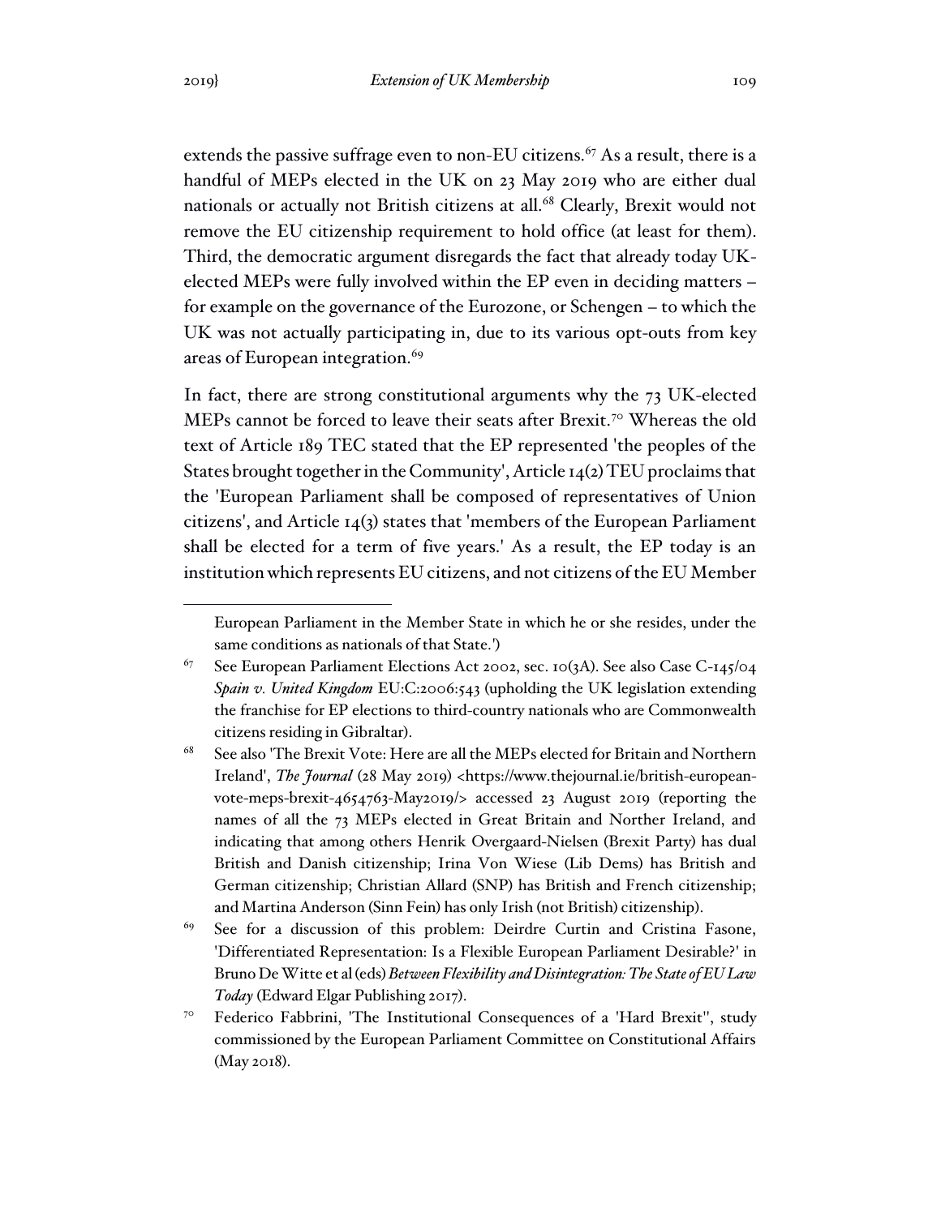extends the passive suffrage even to non-EU citizens.[67] As a result, there is a handful of MEPs elected in the UK on 23 May 2019 who are either dual nationals or actually not British citizens at all.[68] Clearly, Brexit would not remove the EU citizenship requirement to hold office (at least for them). Third, the democratic argument disregards the fact that already today UK-elected MEPs were fully involved within the EP even in deciding matters – for example on the governance of the Eurozone, or Schengen – to which the UK was not actually participating in, due to its various opt-outs from key areas of European integration.[69]

In fact, there are strong constitutional arguments why the 73 UK-elected MEPs cannot be forced to leave their seats after Brexit.[70] Whereas the old text of Article 189 TEC stated that the EP represented 'the peoples of the States brought together in the Community', Article 14(2) TEU proclaims that the 'European Parliament shall be composed of representatives of Union citizens', and Article 14(3) states that 'members of the European Parliament shall be elected for a term of five years.' As a result, the EP today is an institution which represents EU citizens, and not citizens of the EU Member

---

European Parliament in the Member State in which he or she resides, under the same conditions as nationals of that State.')

[67] See European Parliament Elections Act 2002, sec. 10(3A). See also Case C-145/04 *Spain v. United Kingdom* EU:C:2006:543 (upholding the UK legislation extending the franchise for EP elections to third-country nationals who are Commonwealth citizens residing in Gibraltar).

[68] See also 'The Brexit Vote: Here are all the MEPs elected for Britain and Northern Ireland', *The Journal* (28 May 2019) <https://www.thejournal.ie/british-european-vote-meps-brexit-4654763-May2019/> accessed 23 August 2019 (reporting the names of all the 73 MEPs elected in Great Britain and Norther Ireland, and indicating that among others Henrik Overgaard-Nielsen (Brexit Party) has dual British and Danish citizenship; Irina Von Wiese (Lib Dems) has British and German citizenship; Christian Allard (SNP) has British and French citizenship; and Martina Anderson (Sinn Fein) has only Irish (not British) citizenship).

[69] See for a discussion of this problem: Deirdre Curtin and Cristina Fasone, 'Differentiated Representation: Is a Flexible European Parliament Desirable?' in Bruno De Witte et al (eds) *Between Flexibility and Disintegration: The State of EU Law Today* (Edward Elgar Publishing 2017).

[70] Federico Fabbrini, 'The Institutional Consequences of a 'Hard Brexit'', study commissioned by the European Parliament Committee on Constitutional Affairs (May 2018).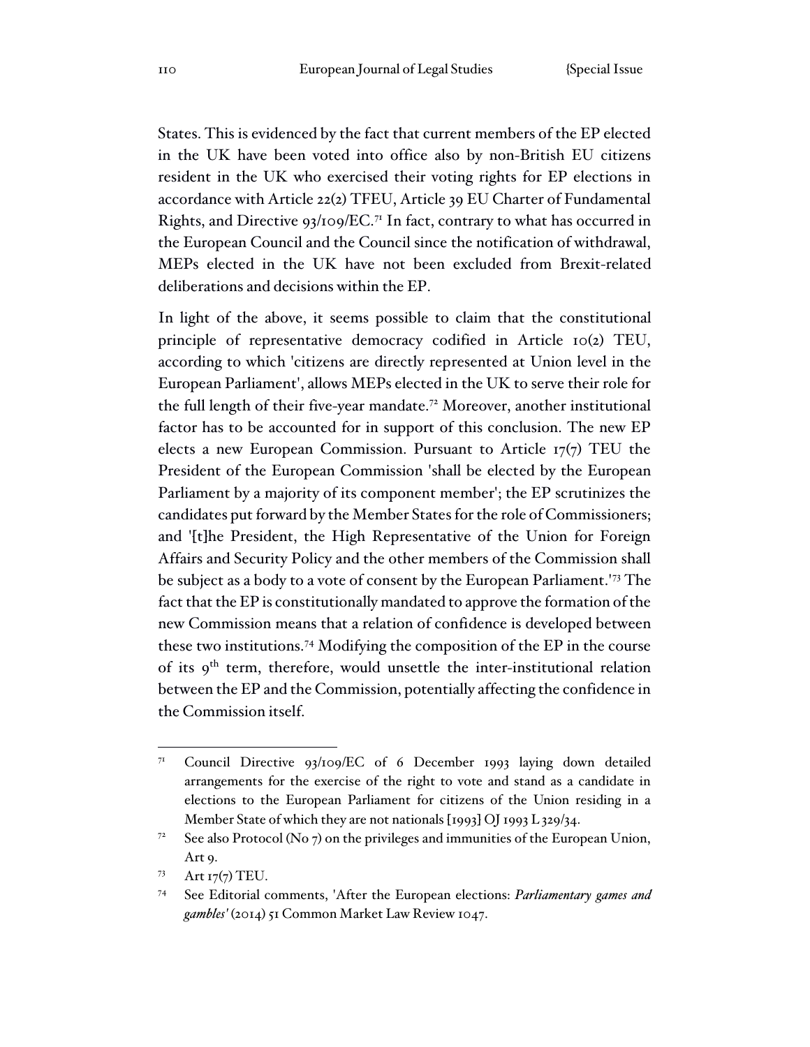States. This is evidenced by the fact that current members of the EP elected in the UK have been voted into office also by non-British EU citizens resident in the UK who exercised their voting rights for EP elections in accordance with Article 22(2) TFEU, Article 39 EU Charter of Fundamental Rights, and Directive 93/109/EC.[71] In fact, contrary to what has occurred in the European Council and the Council since the notification of withdrawal, MEPs elected in the UK have not been excluded from Brexit-related deliberations and decisions within the EP.

In light of the above, it seems possible to claim that the constitutional principle of representative democracy codified in Article 10(2) TEU, according to which 'citizens are directly represented at Union level in the European Parliament', allows MEPs elected in the UK to serve their role for the full length of their five-year mandate.[72] Moreover, another institutional factor has to be accounted for in support of this conclusion. The new EP elects a new European Commission. Pursuant to Article 17(7) TEU the President of the European Commission 'shall be elected by the European Parliament by a majority of its component member'; the EP scrutinizes the candidates put forward by the Member States for the role of Commissioners; and '[t]he President, the High Representative of the Union for Foreign Affairs and Security Policy and the other members of the Commission shall be subject as a body to a vote of consent by the European Parliament.'[73] The fact that the EP is constitutionally mandated to approve the formation of the new Commission means that a relation of confidence is developed between these two institutions.[74] Modifying the composition of the EP in the course of its 9th term, therefore, would unsettle the inter-institutional relation between the EP and the Commission, potentially affecting the confidence in the Commission itself.

---

[71] Council Directive 93/109/EC of 6 December 1993 laying down detailed arrangements for the exercise of the right to vote and stand as a candidate in elections to the European Parliament for citizens of the Union residing in a Member State of which they are not nationals [1993] OJ 1993 L 329/34.

[72] See also Protocol (No 7) on the privileges and immunities of the European Union, Art 9.

[73] Art 17(7) TEU.

[74] See Editorial comments, 'After the European elections: *Parliamentary games and gambles'* (2014) 51 Common Market Law Review 1047.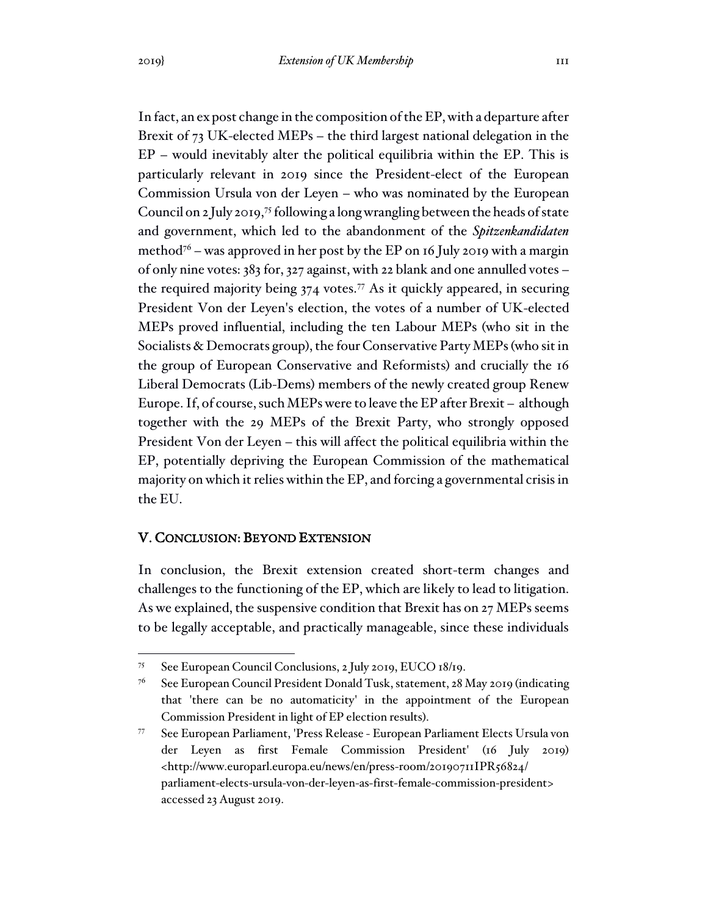In fact, an ex post change in the composition of the EP, with a departure after Brexit of 73 UK-elected MEPs – the third largest national delegation in the EP – would inevitably alter the political equilibria within the EP. This is particularly relevant in 2019 since the President-elect of the European Commission Ursula von der Leyen – who was nominated by the European Council on 2 July 2019,[75] following a long wrangling between the heads of state and government, which led to the abandonment of the *Spitzenkandidaten* method[76] – was approved in her post by the EP on 16 July 2019 with a margin of only nine votes: 383 for, 327 against, with 22 blank and one annulled votes – the required majority being 374 votes.[77] As it quickly appeared, in securing President Von der Leyen's election, the votes of a number of UK-elected MEPs proved influential, including the ten Labour MEPs (who sit in the Socialists & Democrats group), the four Conservative Party MEPs (who sit in the group of European Conservative and Reformists) and crucially the 16 Liberal Democrats (Lib-Dems) members of the newly created group Renew Europe. If, of course, such MEPs were to leave the EP after Brexit – although together with the 29 MEPs of the Brexit Party, who strongly opposed President Von der Leyen – this will affect the political equilibria within the EP, potentially depriving the European Commission of the mathematical majority on which it relies within the EP, and forcing a governmental crisis in the EU.

## V. Conclusion: Beyond Extension

In conclusion, the Brexit extension created short-term changes and challenges to the functioning of the EP, which are likely to lead to litigation. As we explained, the suspensive condition that Brexit has on 27 MEPs seems to be legally acceptable, and practically manageable, since these individuals

---

[75] See European Council Conclusions, 2 July 2019, EUCO 18/19.

[76] See European Council President Donald Tusk, statement, 28 May 2019 (indicating that 'there can be no automaticity' in the appointment of the European Commission President in light of EP election results).

[77] See European Parliament, 'Press Release - European Parliament Elects Ursula von der Leyen as first Female Commission President' (16 July 2019) <http://www.europarl.europa.eu/news/en/press-room/20190711IPR56824/parliament-elects-ursula-von-der-leyen-as-first-female-commission-president> accessed 23 August 2019.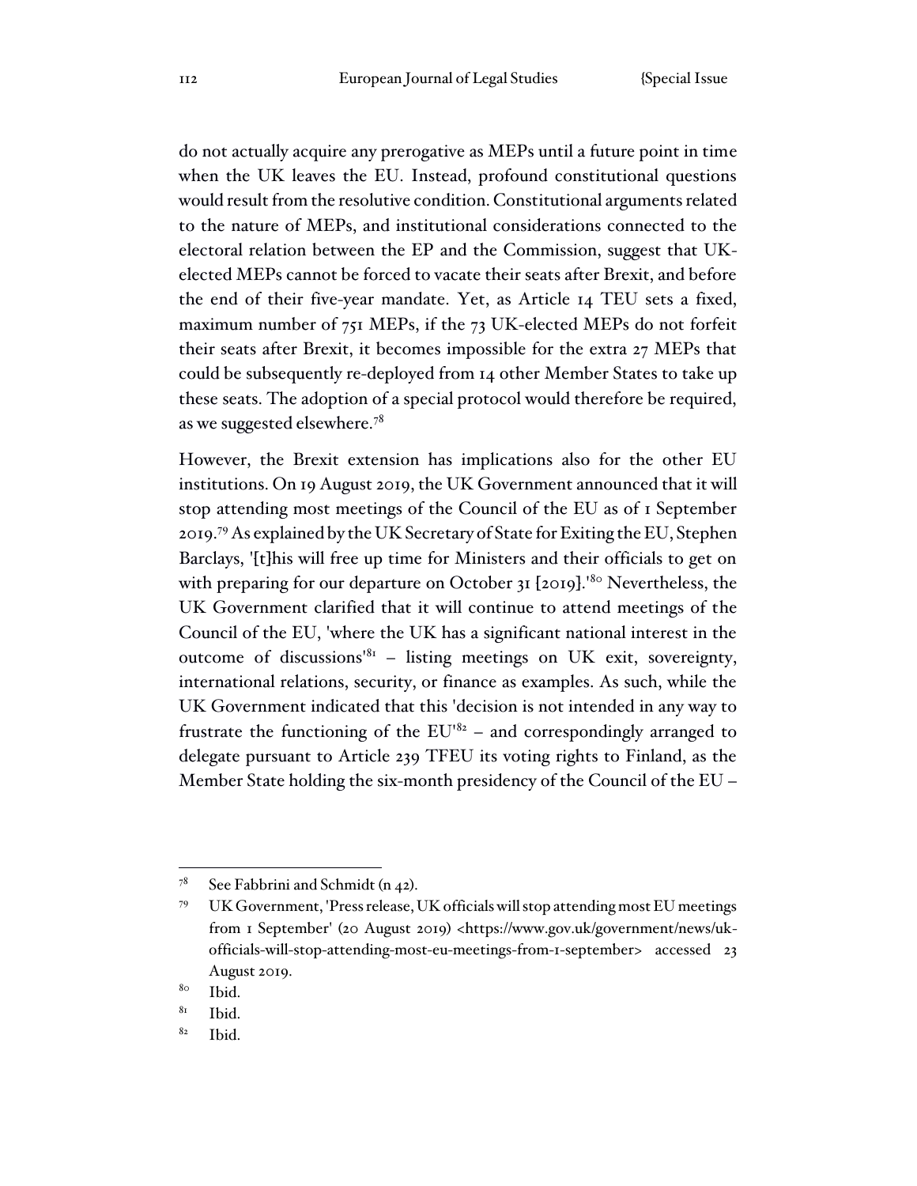do not actually acquire any prerogative as MEPs until a future point in time when the UK leaves the EU. Instead, profound constitutional questions would result from the resolutive condition. Constitutional arguments related to the nature of MEPs, and institutional considerations connected to the electoral relation between the EP and the Commission, suggest that UK-elected MEPs cannot be forced to vacate their seats after Brexit, and before the end of their five-year mandate. Yet, as Article 14 TEU sets a fixed, maximum number of 751 MEPs, if the 73 UK-elected MEPs do not forfeit their seats after Brexit, it becomes impossible for the extra 27 MEPs that could be subsequently re-deployed from 14 other Member States to take up these seats. The adoption of a special protocol would therefore be required, as we suggested elsewhere.[78]

However, the Brexit extension has implications also for the other EU institutions. On 19 August 2019, the UK Government announced that it will stop attending most meetings of the Council of the EU as of 1 September 2019.[79] As explained by the UK Secretary of State for Exiting the EU, Stephen Barclays, '[t]his will free up time for Ministers and their officials to get on with preparing for our departure on October 31 [2019].'[80] Nevertheless, the UK Government clarified that it will continue to attend meetings of the Council of the EU, 'where the UK has a significant national interest in the outcome of discussions'[81] – listing meetings on UK exit, sovereignty, international relations, security, or finance as examples. As such, while the UK Government indicated that this 'decision is not intended in any way to frustrate the functioning of the EU'[82] – and correspondingly arranged to delegate pursuant to Article 239 TFEU its voting rights to Finland, as the Member State holding the six-month presidency of the Council of the EU –

---

[78] See Fabbrini and Schmidt (n 42).

[79] UK Government, 'Press release, UK officials will stop attending most EU meetings from 1 September' (20 August 2019) <https://www.gov.uk/government/news/uk-officials-will-stop-attending-most-eu-meetings-from-1-september> accessed 23 August 2019.

[80] Ibid.

[81] Ibid.

[82] Ibid.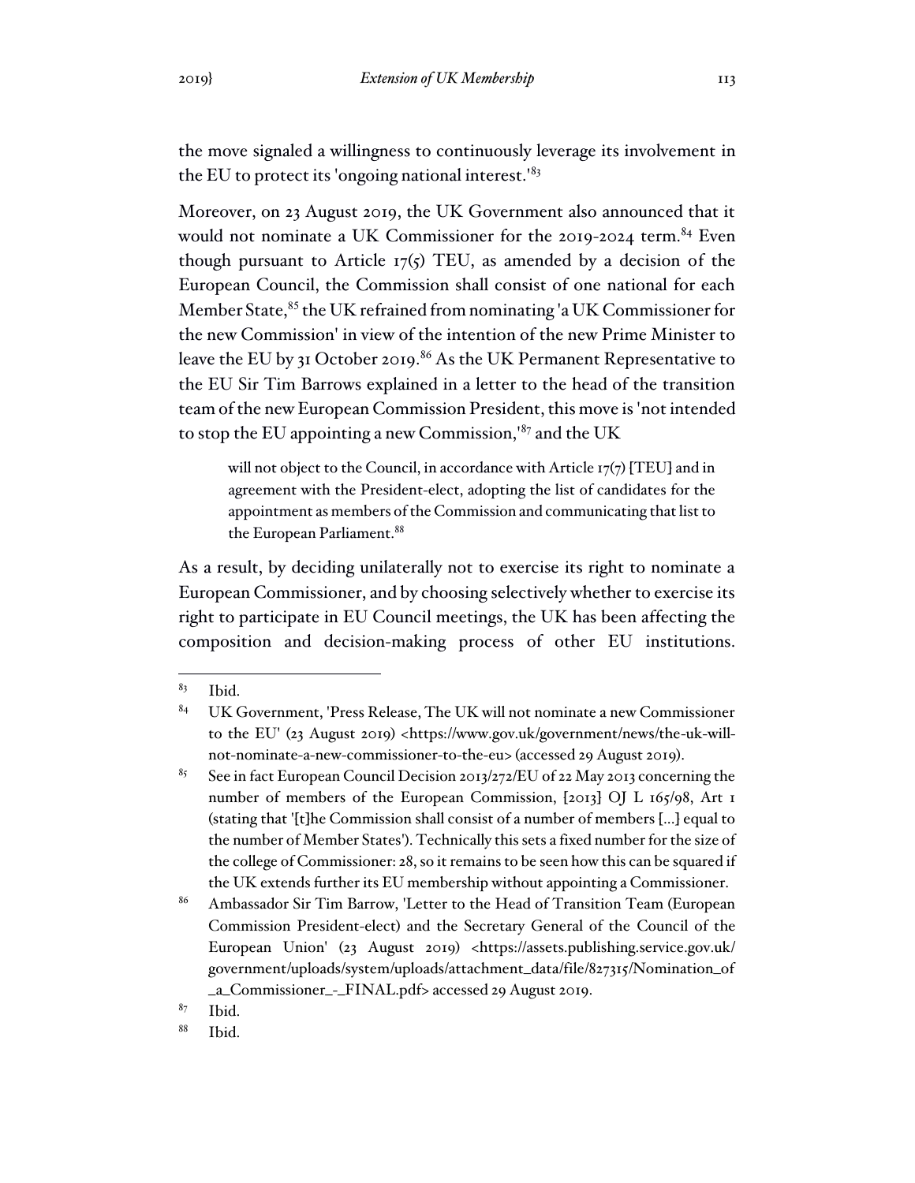the move signaled a willingness to continuously leverage its involvement in the EU to protect its 'ongoing national interest.'[83]

Moreover, on 23 August 2019, the UK Government also announced that it would not nominate a UK Commissioner for the 2019-2024 term.[84] Even though pursuant to Article 17(5) TEU, as amended by a decision of the European Council, the Commission shall consist of one national for each Member State,[85] the UK refrained from nominating 'a UK Commissioner for the new Commission' in view of the intention of the new Prime Minister to leave the EU by 31 October 2019.[86] As the UK Permanent Representative to the EU Sir Tim Barrows explained in a letter to the head of the transition team of the new European Commission President, this move is 'not intended to stop the EU appointing a new Commission,'[87] and the UK

> will not object to the Council, in accordance with Article 17(7) [TEU] and in agreement with the President-elect, adopting the list of candidates for the appointment as members of the Commission and communicating that list to the European Parliament.[88]

As a result, by deciding unilaterally not to exercise its right to nominate a European Commissioner, and by choosing selectively whether to exercise its right to participate in EU Council meetings, the UK has been affecting the composition and decision-making process of other EU institutions.

---

[83] Ibid.

[84] UK Government, 'Press Release, The UK will not nominate a new Commissioner to the EU' (23 August 2019) <https://www.gov.uk/government/news/the-uk-will-not-nominate-a-new-commissioner-to-the-eu> (accessed 29 August 2019).

[85] See in fact European Council Decision 2013/272/EU of 22 May 2013 concerning the number of members of the European Commission, [2013] OJ L 165/98, Art 1 (stating that '[t]he Commission shall consist of a number of members [...] equal to the number of Member States'). Technically this sets a fixed number for the size of the college of Commissioner: 28, so it remains to be seen how this can be squared if the UK extends further its EU membership without appointing a Commissioner.

[86] Ambassador Sir Tim Barrow, 'Letter to the Head of Transition Team (European Commission President-elect) and the Secretary General of the Council of the European Union' (23 August 2019) <https://assets.publishing.service.gov.uk/government/uploads/system/uploads/attachment_data/file/827315/Nomination_of_a_Commissioner_-_FINAL.pdf> accessed 29 August 2019.

[87] Ibid.

[88] Ibid.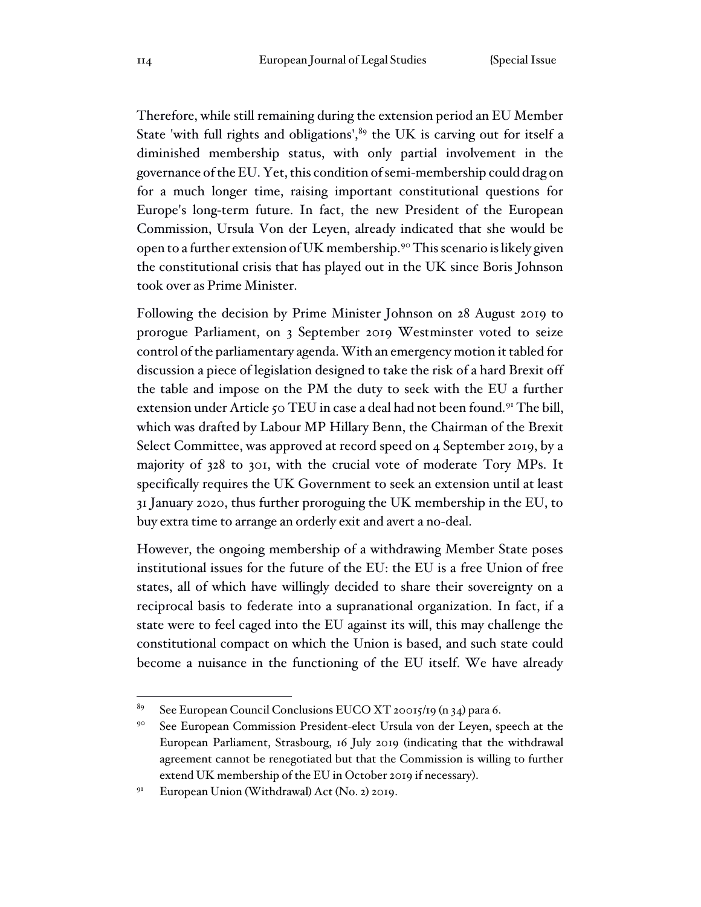Therefore, while still remaining during the extension period an EU Member State 'with full rights and obligations',[89] the UK is carving out for itself a diminished membership status, with only partial involvement in the governance of the EU. Yet, this condition of semi-membership could drag on for a much longer time, raising important constitutional questions for Europe's long-term future. In fact, the new President of the European Commission, Ursula Von der Leyen, already indicated that she would be open to a further extension of UK membership.[90] This scenario is likely given the constitutional crisis that has played out in the UK since Boris Johnson took over as Prime Minister.

Following the decision by Prime Minister Johnson on 28 August 2019 to prorogue Parliament, on 3 September 2019 Westminster voted to seize control of the parliamentary agenda. With an emergency motion it tabled for discussion a piece of legislation designed to take the risk of a hard Brexit off the table and impose on the PM the duty to seek with the EU a further extension under Article 50 TEU in case a deal had not been found.[91] The bill, which was drafted by Labour MP Hillary Benn, the Chairman of the Brexit Select Committee, was approved at record speed on 4 September 2019, by a majority of 328 to 301, with the crucial vote of moderate Tory MPs. It specifically requires the UK Government to seek an extension until at least 31 January 2020, thus further proroguing the UK membership in the EU, to buy extra time to arrange an orderly exit and avert a no-deal.

However, the ongoing membership of a withdrawing Member State poses institutional issues for the future of the EU: the EU is a free Union of free states, all of which have willingly decided to share their sovereignty on a reciprocal basis to federate into a supranational organization. In fact, if a state were to feel caged into the EU against its will, this may challenge the constitutional compact on which the Union is based, and such state could become a nuisance in the functioning of the EU itself. We have already

---

[89] See European Council Conclusions EUCO XT 20015/19 (n 34) para 6.

[90] See European Commission President-elect Ursula von der Leyen, speech at the European Parliament, Strasbourg, 16 July 2019 (indicating that the withdrawal agreement cannot be renegotiated but that the Commission is willing to further extend UK membership of the EU in October 2019 if necessary).

[91] European Union (Withdrawal) Act (No. 2) 2019.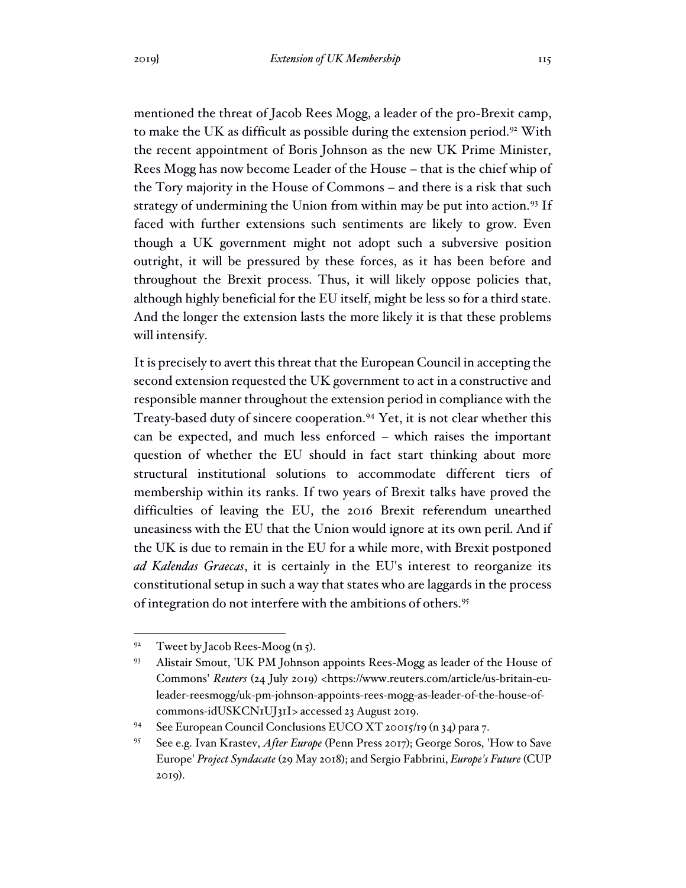mentioned the threat of Jacob Rees Mogg, a leader of the pro-Brexit camp, to make the UK as difficult as possible during the extension period.[92] With the recent appointment of Boris Johnson as the new UK Prime Minister, Rees Mogg has now become Leader of the House – that is the chief whip of the Tory majority in the House of Commons – and there is a risk that such strategy of undermining the Union from within may be put into action.[93] If faced with further extensions such sentiments are likely to grow. Even though a UK government might not adopt such a subversive position outright, it will be pressured by these forces, as it has been before and throughout the Brexit process. Thus, it will likely oppose policies that, although highly beneficial for the EU itself, might be less so for a third state. And the longer the extension lasts the more likely it is that these problems will intensify.

It is precisely to avert this threat that the European Council in accepting the second extension requested the UK government to act in a constructive and responsible manner throughout the extension period in compliance with the Treaty-based duty of sincere cooperation.[94] Yet, it is not clear whether this can be expected, and much less enforced – which raises the important question of whether the EU should in fact start thinking about more structural institutional solutions to accommodate different tiers of membership within its ranks. If two years of Brexit talks have proved the difficulties of leaving the EU, the 2016 Brexit referendum unearthed uneasiness with the EU that the Union would ignore at its own peril. And if the UK is due to remain in the EU for a while more, with Brexit postponed *ad Kalendas Graecas*, it is certainly in the EU's interest to reorganize its constitutional setup in such a way that states who are laggards in the process of integration do not interfere with the ambitions of others.[95]

---

[92] Tweet by Jacob Rees-Moog (n 5).

[93] Alistair Smout, 'UK PM Johnson appoints Rees-Mogg as leader of the House of Commons' *Reuters* (24 July 2019) <https://www.reuters.com/article/us-britain-eu-leader-reesmogg/uk-pm-johnson-appoints-rees-mogg-as-leader-of-the-house-of-commons-idUSKCN1UJ31I> accessed 23 August 2019.

[94] See European Council Conclusions EUCO XT 20015/19 (n 34) para 7.

[95] See e.g. Ivan Krastev, *After Europe* (Penn Press 2017); George Soros, 'How to Save Europe' *Project Syndacate* (29 May 2018); and Sergio Fabbrini, *Europe's Future* (CUP 2019).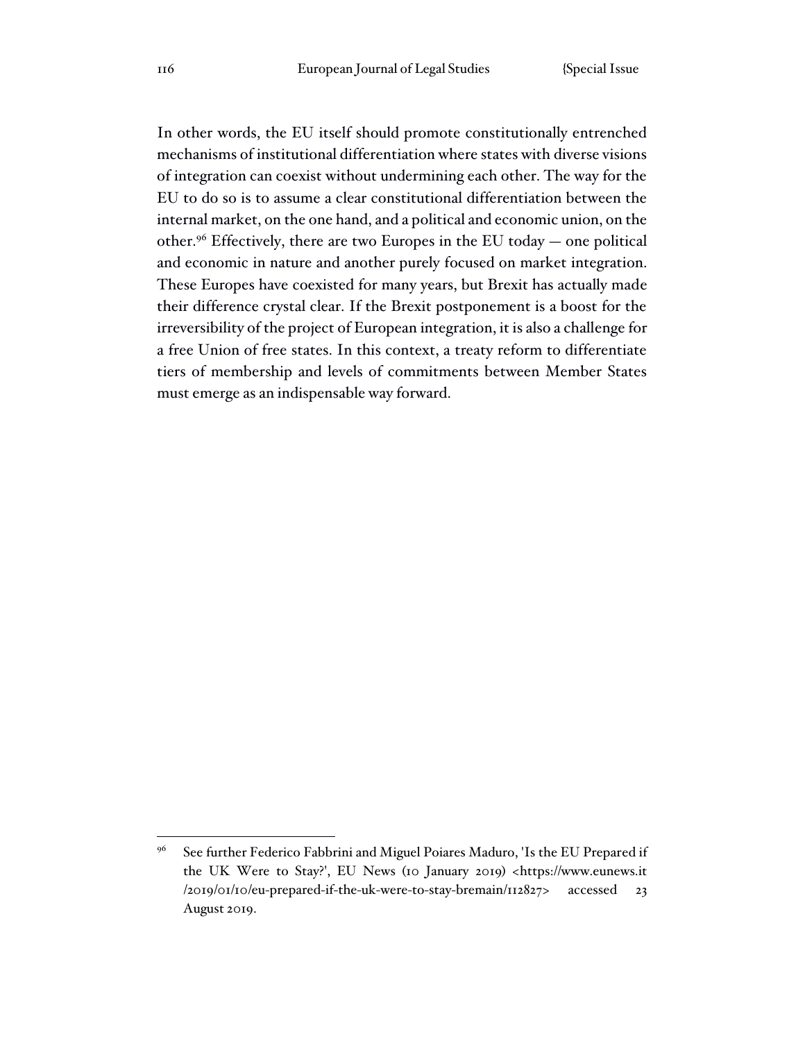In other words, the EU itself should promote constitutionally entrenched mechanisms of institutional differentiation where states with diverse visions of integration can coexist without undermining each other. The way for the EU to do so is to assume a clear constitutional differentiation between the internal market, on the one hand, and a political and economic union, on the other.[96] Effectively, there are two Europes in the EU today — one political and economic in nature and another purely focused on market integration. These Europes have coexisted for many years, but Brexit has actually made their difference crystal clear. If the Brexit postponement is a boost for the irreversibility of the project of European integration, it is also a challenge for a free Union of free states. In this context, a treaty reform to differentiate tiers of membership and levels of commitments between Member States must emerge as an indispensable way forward.

---

[96] See further Federico Fabbrini and Miguel Poiares Maduro, 'Is the EU Prepared if the UK Were to Stay?', EU News (10 January 2019) <https://www.eunews.it/2019/01/10/eu-prepared-if-the-uk-were-to-stay-bremain/112827> accessed 23 August 2019.